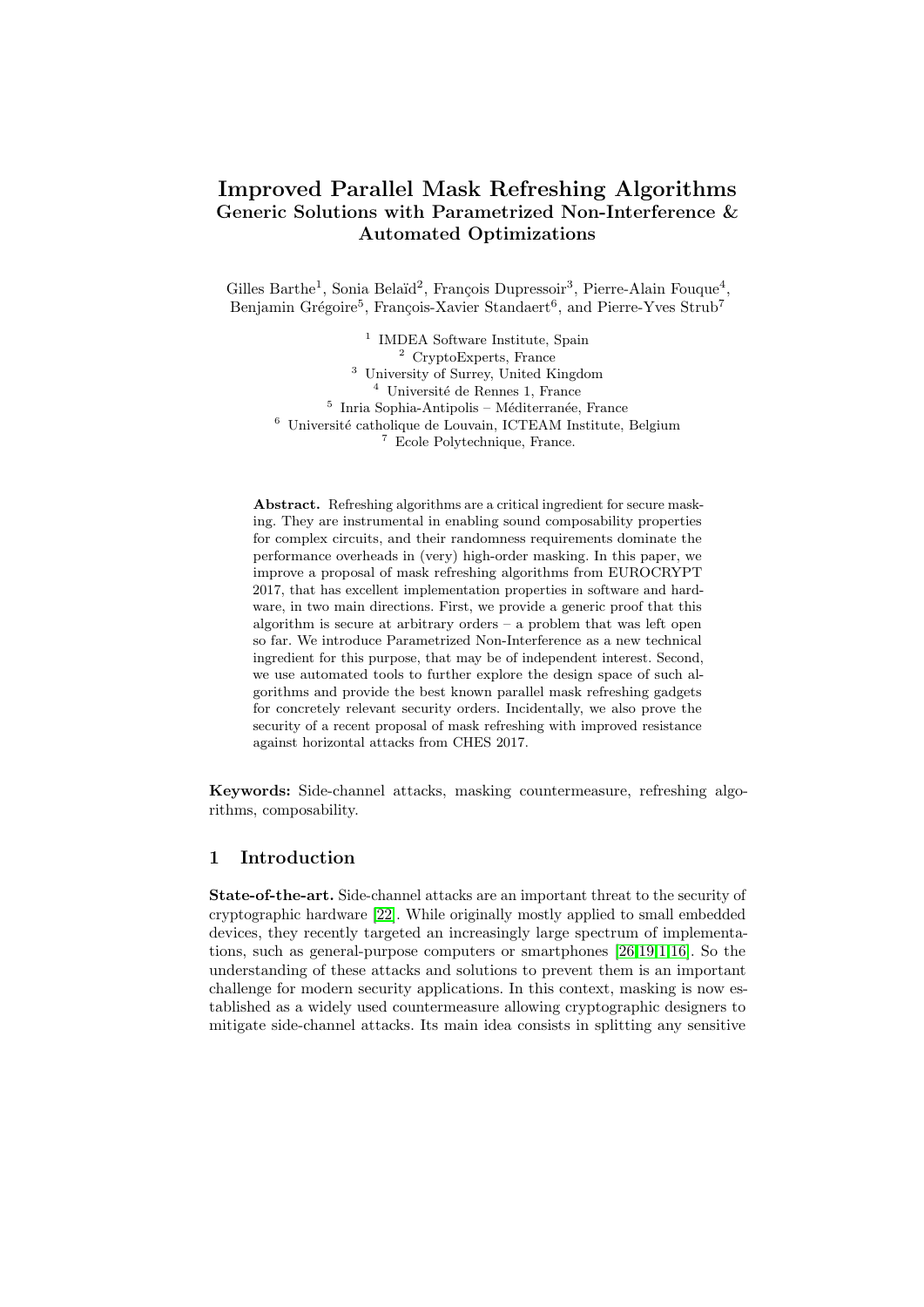# Improved Parallel Mask Refreshing Algorithms

## Generic Solutions with Parametrized Non-Interference & Automated Optimizations

Gilles Barthe[1], Sonia Belaïd[2], François Dupressoir[3], Pierre-Alain Fouque[4], Benjamin Grégoire[5], François-Xavier Standaert[6], and Pierre-Yves Strub[7]

[1] IMDEA Software Institute, Spain
[2] CryptoExperts, France
[3] University of Surrey, United Kingdom
[4] Université de Rennes 1, France
[5] Inria Sophia-Antipolis – Méditerranée, France
[6] Université catholique de Louvain, ICTEAM Institute, Belgium
[7] Ecole Polytechnique, France.

**Abstract.** Refreshing algorithms are a critical ingredient for secure masking. They are instrumental in enabling sound composability properties for complex circuits, and their randomness requirements dominate the performance overheads in (very) high-order masking. In this paper, we improve a proposal of mask refreshing algorithms from EUROCRYPT 2017, that has excellent implementation properties in software and hardware, in two main directions. First, we provide a generic proof that this algorithm is secure at arbitrary orders – a problem that was left open so far. We introduce Parametrized Non-Interference as a new technical ingredient for this purpose, that may be of independent interest. Second, we use automated tools to further explore the design space of such algorithms and provide the best known parallel mask refreshing gadgets for concretely relevant security orders. Incidentally, we also prove the security of a recent proposal of mask refreshing with improved resistance against horizontal attacks from CHES 2017.

**Keywords:** Side-channel attacks, masking countermeasure, refreshing algorithms, composability.

## 1 Introduction

**State-of-the-art.** Side-channel attacks are an important threat to the security of cryptographic hardware [22]. While originally mostly applied to small embedded devices, they recently targeted an increasingly large spectrum of implementations, such as general-purpose computers or smartphones [26,19,1,16]. So the understanding of these attacks and solutions to prevent them is an important challenge for modern security applications. In this context, masking is now established as a widely used countermeasure allowing cryptographic designers to mitigate side-channel attacks. Its main idea consists in splitting any sensitive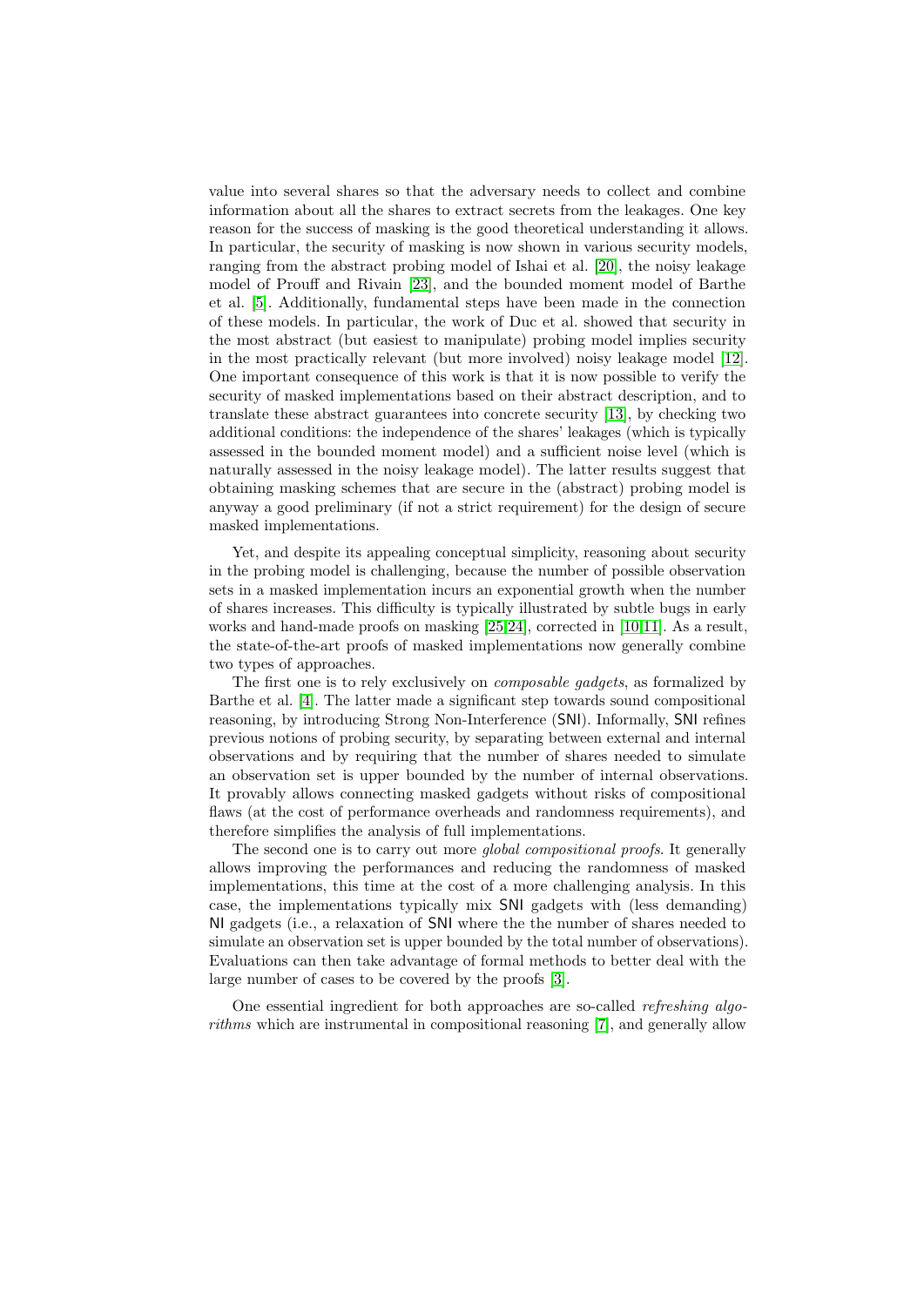value into several shares so that the adversary needs to collect and combine information about all the shares to extract secrets from the leakages. One key reason for the success of masking is the good theoretical understanding it allows. In particular, the security of masking is now shown in various security models, ranging from the abstract probing model of Ishai et al. [20], the noisy leakage model of Prouff and Rivain [23], and the bounded moment model of Barthe et al. [5]. Additionally, fundamental steps have been made in the connection of these models. In particular, the work of Duc et al. showed that security in the most abstract (but easiest to manipulate) probing model implies security in the most practically relevant (but more involved) noisy leakage model [12]. One important consequence of this work is that it is now possible to verify the security of masked implementations based on their abstract description, and to translate these abstract guarantees into concrete security [13], by checking two additional conditions: the independence of the shares' leakages (which is typically assessed in the bounded moment model) and a sufficient noise level (which is naturally assessed in the noisy leakage model). The latter results suggest that obtaining masking schemes that are secure in the (abstract) probing model is anyway a good preliminary (if not a strict requirement) for the design of secure masked implementations.

Yet, and despite its appealing conceptual simplicity, reasoning about security in the probing model is challenging, because the number of possible observation sets in a masked implementation incurs an exponential growth when the number of shares increases. This difficulty is typically illustrated by subtle bugs in early works and hand-made proofs on masking [25,24], corrected in [10,11]. As a result, the state-of-the-art proofs of masked implementations now generally combine two types of approaches.

The first one is to rely exclusively on *composable gadgets*, as formalized by Barthe et al. [4]. The latter made a significant step towards sound compositional reasoning, by introducing Strong Non-Interference (SNI). Informally, SNI refines previous notions of probing security, by separating between external and internal observations and by requiring that the number of shares needed to simulate an observation set is upper bounded by the number of internal observations. It provably allows connecting masked gadgets without risks of compositional flaws (at the cost of performance overheads and randomness requirements), and therefore simplifies the analysis of full implementations.

The second one is to carry out more *global compositional proofs*. It generally allows improving the performances and reducing the randomness of masked implementations, this time at the cost of a more challenging analysis. In this case, the implementations typically mix SNI gadgets with (less demanding) NI gadgets (i.e., a relaxation of SNI where the the number of shares needed to simulate an observation set is upper bounded by the total number of observations). Evaluations can then take advantage of formal methods to better deal with the large number of cases to be covered by the proofs [3].

One essential ingredient for both approaches are so-called *refreshing algorithms* which are instrumental in compositional reasoning [7], and generally allow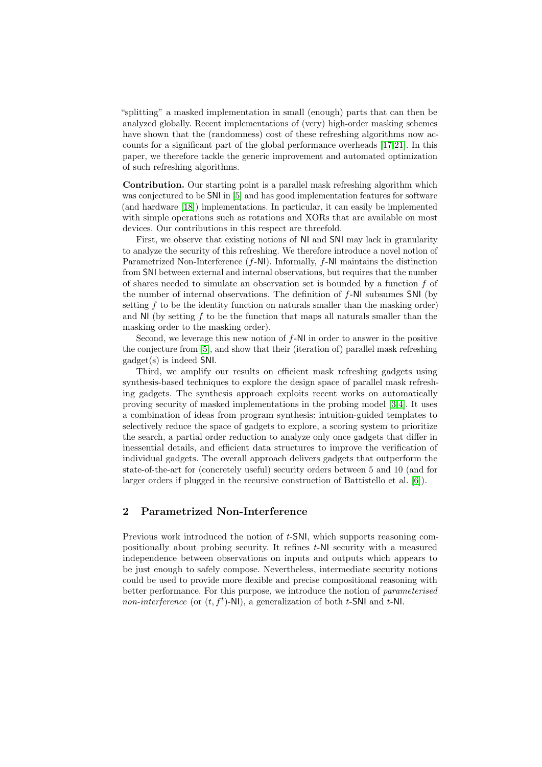"splitting" a masked implementation in small (enough) parts that can then be analyzed globally. Recent implementations of (very) high-order masking schemes have shown that the (randomness) cost of these refreshing algorithms now accounts for a significant part of the global performance overheads [17,21]. In this paper, we therefore tackle the generic improvement and automated optimization of such refreshing algorithms.

**Contribution.** Our starting point is a parallel mask refreshing algorithm which was conjectured to be SNI in [5] and has good implementation features for software (and hardware [18]) implementations. In particular, it can easily be implemented with simple operations such as rotations and XORs that are available on most devices. Our contributions in this respect are threefold.

First, we observe that existing notions of NI and SNI may lack in granularity to analyze the security of this refreshing. We therefore introduce a novel notion of Parametrized Non-Interference ($f$-NI). Informally, $f$-NI maintains the distinction from SNI between external and internal observations, but requires that the number of shares needed to simulate an observation set is bounded by a function $f$ of the number of internal observations. The definition of $f$-NI subsumes SNI (by setting $f$ to be the identity function on naturals smaller than the masking order) and NI (by setting $f$ to be the function that maps all naturals smaller than the masking order to the masking order).

Second, we leverage this new notion of $f$-NI in order to answer in the positive the conjecture from [5], and show that their (iteration of) parallel mask refreshing gadget(s) is indeed SNI.

Third, we amplify our results on efficient mask refreshing gadgets using synthesis-based techniques to explore the design space of parallel mask refreshing gadgets. The synthesis approach exploits recent works on automatically proving security of masked implementations in the probing model [3,4]. It uses a combination of ideas from program synthesis: intuition-guided templates to selectively reduce the space of gadgets to explore, a scoring system to prioritize the search, a partial order reduction to analyze only once gadgets that differ in inessential details, and efficient data structures to improve the verification of individual gadgets. The overall approach delivers gadgets that outperform the state-of-the-art for (concretely useful) security orders between 5 and 10 (and for larger orders if plugged in the recursive construction of Battistello et al. [6]).

## 2 Parametrized Non-Interference

Previous work introduced the notion of $t$-SNI, which supports reasoning compositionally about probing security. It refines $t$-NI security with a measured independence between observations on inputs and outputs which appears to be just enough to safely compose. Nevertheless, intermediate security notions could be used to provide more flexible and precise compositional reasoning with better performance. For this purpose, we introduce the notion of *parameterised non-interference* (or $(t, f^t)$-NI), a generalization of both $t$-SNI and $t$-NI.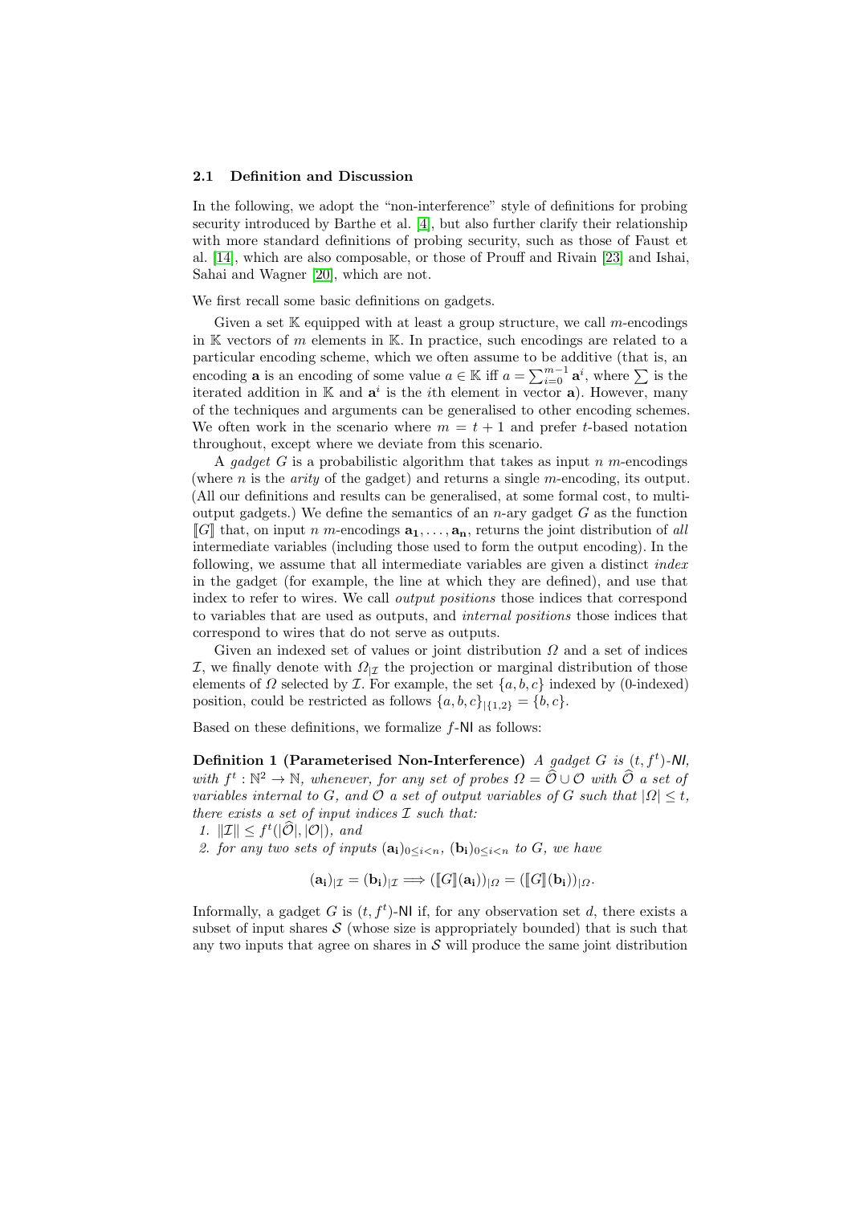### 2.1 Definition and Discussion

In the following, we adopt the "non-interference" style of definitions for probing security introduced by Barthe et al. [4], but also further clarify their relationship with more standard definitions of probing security, such as those of Faust et al. [14], which are also composable, or those of Prouff and Rivain [23] and Ishai, Sahai and Wagner [20], which are not.

We first recall some basic definitions on gadgets.

Given a set $\mathbb{K}$ equipped with at least a group structure, we call $m$-encodings in $\mathbb{K}$ vectors of $m$ elements in $\mathbb{K}$. In practice, such encodings are related to a particular encoding scheme, which we often assume to be additive (that is, an encoding $\mathbf{a}$ is an encoding of some value $a \in \mathbb{K}$ iff $a = \sum_{i=0}^{m-1} \mathbf{a}^i$, where $\sum$ is the iterated addition in $\mathbb{K}$ and $\mathbf{a}^i$ is the $i$th element in vector $\mathbf{a}$). However, many of the techniques and arguments can be generalised to other encoding schemes. We often work in the scenario where $m = t + 1$ and prefer $t$-based notation throughout, except where we deviate from this scenario.

A *gadget* $G$ is a probabilistic algorithm that takes as input $n$ $m$-encodings (where $n$ is the *arity* of the gadget) and returns a single $m$-encoding, its output. (All our definitions and results can be generalised, at some formal cost, to multi-output gadgets.) We define the semantics of an $n$-ary gadget $G$ as the function $[\![G]\!]$ that, on input $n$ $m$-encodings $\mathbf{a_1}, \ldots, \mathbf{a_n}$, returns the joint distribution of *all* intermediate variables (including those used to form the output encoding). In the following, we assume that all intermediate variables are given a distinct *index* in the gadget (for example, the line at which they are defined), and use that index to refer to wires. We call *output positions* those indices that correspond to variables that are used as outputs, and *internal positions* those indices that correspond to wires that do not serve as outputs.

Given an indexed set of values or joint distribution $\Omega$ and a set of indices $\mathcal{I}$, we finally denote with $\Omega_{|\mathcal{I}}$ the projection or marginal distribution of those elements of $\Omega$ selected by $\mathcal{I}$. For example, the set $\{a, b, c\}$ indexed by (0-indexed) position, could be restricted as follows $\{a, b, c\}_{|\{1,2\}} = \{b, c\}$.

Based on these definitions, we formalize $f$-NI as follows:

**Definition 1 (Parameterised Non-Interference)** *A gadget $G$ is $(t, f^t)$-NI, with $f^t : \mathbb{N}^2 \to \mathbb{N}$, whenever, for any set of probes $\Omega = \widehat{\mathcal{O}} \cup \mathcal{O}$ with $\widehat{\mathcal{O}}$ a set of variables internal to $G$, and $\mathcal{O}$ a set of output variables of $G$ such that $|\Omega| \leq t$, there exists a set of input indices $\mathcal{I}$ such that:*

1. *$\|\mathcal{I}\| \leq f^t(|\widehat{\mathcal{O}}|, |\mathcal{O}|)$, and*
2. *for any two sets of inputs $(\mathbf{a_i})_{0 \leq i < n}$, $(\mathbf{b_i})_{0 \leq i < n}$ to $G$, we have*

$$(\mathbf{a_i})_{|\mathcal{I}} = (\mathbf{b_i})_{|\mathcal{I}} \Longrightarrow ([\![G]\!](\mathbf{a_i}))_{|\Omega} = ([\![G]\!](\mathbf{b_i}))_{|\Omega}.$$

Informally, a gadget $G$ is $(t, f^t)$-NI if, for any observation set $d$, there exists a subset of input shares $\mathcal{S}$ (whose size is appropriately bounded) that is such that any two inputs that agree on shares in $\mathcal{S}$ will produce the same joint distribution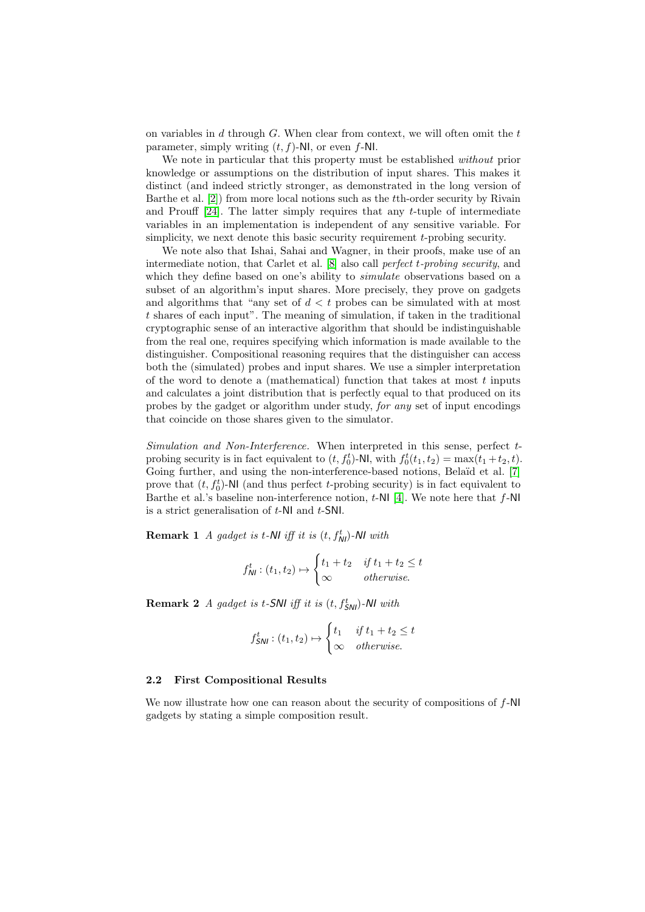on variables in $d$ through $G$. When clear from context, we will often omit the $t$ parameter, simply writing $(t, f)$-NI, or even $f$-NI.

We note in particular that this property must be established *without* prior knowledge or assumptions on the distribution of input shares. This makes it distinct (and indeed strictly stronger, as demonstrated in the long version of Barthe et al. [2]) from more local notions such as the $t$th-order security by Rivain and Prouff [24]. The latter simply requires that any $t$-tuple of intermediate variables in an implementation is independent of any sensitive variable. For simplicity, we next denote this basic security requirement $t$-probing security.

We note also that Ishai, Sahai and Wagner, in their proofs, make use of an intermediate notion, that Carlet et al. [8] also call *perfect $t$-probing security*, and which they define based on one's ability to *simulate* observations based on a subset of an algorithm's input shares. More precisely, they prove on gadgets and algorithms that "any set of $d < t$ probes can be simulated with at most $t$ shares of each input". The meaning of simulation, if taken in the traditional cryptographic sense of an interactive algorithm that should be indistinguishable from the real one, requires specifying which information is made available to the distinguisher. Compositional reasoning requires that the distinguisher can access both the (simulated) probes and input shares. We use a simpler interpretation of the word to denote a (mathematical) function that takes at most $t$ inputs and calculates a joint distribution that is perfectly equal to that produced on its probes by the gadget or algorithm under study, *for any* set of input encodings that coincide on those shares given to the simulator.

*Simulation and Non-Interference.* When interpreted in this sense, perfect $t$-probing security is in fact equivalent to $(t, f_0^t)$-NI, with $f_0^t(t_1, t_2) = \max(t_1 + t_2, t)$. Going further, and using the non-interference-based notions, Belaïd et al. [7] prove that $(t, f_0^t)$-NI (and thus perfect $t$-probing security) is in fact equivalent to Barthe et al.'s baseline non-interference notion, $t$-NI [4]. We note here that $f$-NI is a strict generalisation of $t$-NI and $t$-SNI.

**Remark 1** *A gadget is $t$-NI iff it is $(t, f_{NI}^t)$-NI with*

$$f_{NI}^t : (t_1, t_2) \mapsto \begin{cases} t_1 + t_2 & \text{if } t_1 + t_2 \leq t \\ \infty & \text{otherwise.} \end{cases}$$

**Remark 2** *A gadget is $t$-SNI iff it is $(t, f_{SNI}^t)$-NI with*

$$f_{SNI}^t : (t_1, t_2) \mapsto \begin{cases} t_1 & \text{if } t_1 + t_2 \leq t \\ \infty & \text{otherwise.} \end{cases}$$

### 2.2 First Compositional Results

We now illustrate how one can reason about the security of compositions of $f$-NI gadgets by stating a simple composition result.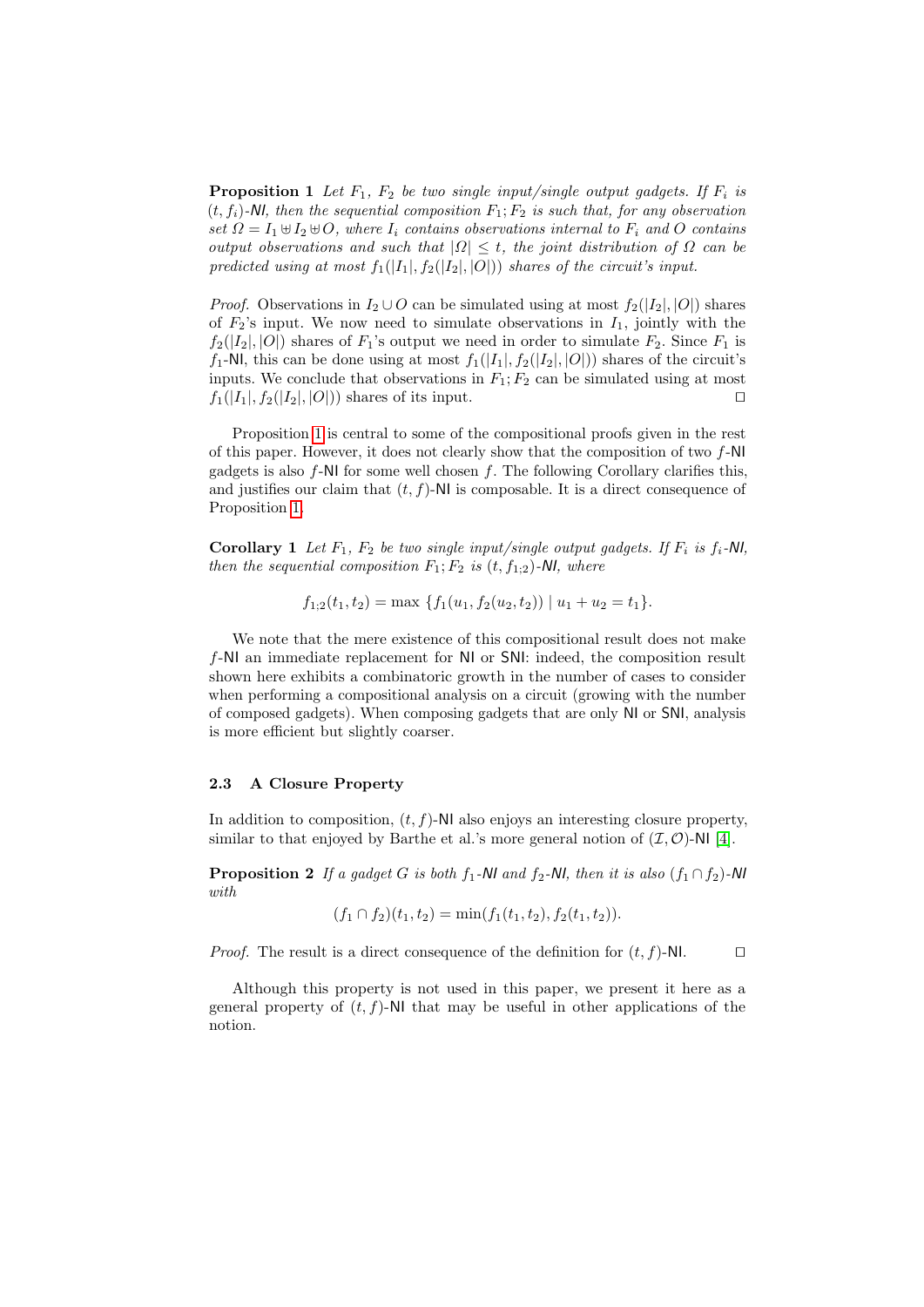**Proposition 1** *Let $F_1$, $F_2$ be two single input/single output gadgets. If $F_i$ is $(t, f_i)$-NI, then the sequential composition $F_1; F_2$ is such that, for any observation set $\Omega = I_1 \uplus I_2 \uplus O$, where $I_i$ contains observations internal to $F_i$ and $O$ contains output observations and such that $|\Omega| \leq t$, the joint distribution of $\Omega$ can be predicted using at most $f_1(|I_1|, f_2(|I_2|, |O|))$ shares of the circuit's input.*

*Proof.* Observations in $I_2 \cup O$ can be simulated using at most $f_2(|I_2|, |O|)$ shares of $F_2$'s input. We now need to simulate observations in $I_1$, jointly with the $f_2(|I_2|, |O|)$ shares of $F_1$'s output we need in order to simulate $F_2$. Since $F_1$ is $f_1$-NI, this can be done using at most $f_1(|I_1|, f_2(|I_2|, |O|))$ shares of the circuit's inputs. We conclude that observations in $F_1; F_2$ can be simulated using at most $f_1(|I_1|, f_2(|I_2|, |O|))$ shares of its input. □

Proposition 1 is central to some of the compositional proofs given in the rest of this paper. However, it does not clearly show that the composition of two $f$-NI gadgets is also $f$-NI for some well chosen $f$. The following Corollary clarifies this, and justifies our claim that $(t, f)$-NI is composable. It is a direct consequence of Proposition 1.

**Corollary 1** *Let $F_1$, $F_2$ be two single input/single output gadgets. If $F_i$ is $f_i$-NI, then the sequential composition $F_1; F_2$ is $(t, f_{1;2})$-NI, where*

$$f_{1;2}(t_1, t_2) = \max \{f_1(u_1, f_2(u_2, t_2)) \mid u_1 + u_2 = t_1\}.$$

We note that the mere existence of this compositional result does not make $f$-NI an immediate replacement for NI or SNI: indeed, the composition result shown here exhibits a combinatoric growth in the number of cases to consider when performing a compositional analysis on a circuit (growing with the number of composed gadgets). When composing gadgets that are only NI or SNI, analysis is more efficient but slightly coarser.

### 2.3 A Closure Property

In addition to composition, $(t, f)$-NI also enjoys an interesting closure property, similar to that enjoyed by Barthe et al.'s more general notion of $(\mathcal{I}, \mathcal{O})$-NI [4].

**Proposition 2** *If a gadget $G$ is both $f_1$-NI and $f_2$-NI, then it is also $(f_1 \cap f_2)$-NI with*

$$(f_1 \cap f_2)(t_1, t_2) = \min(f_1(t_1, t_2), f_2(t_1, t_2)).$$

*Proof.* The result is a direct consequence of the definition for $(t, f)$-NI. □

Although this property is not used in this paper, we present it here as a general property of $(t, f)$-NI that may be useful in other applications of the notion.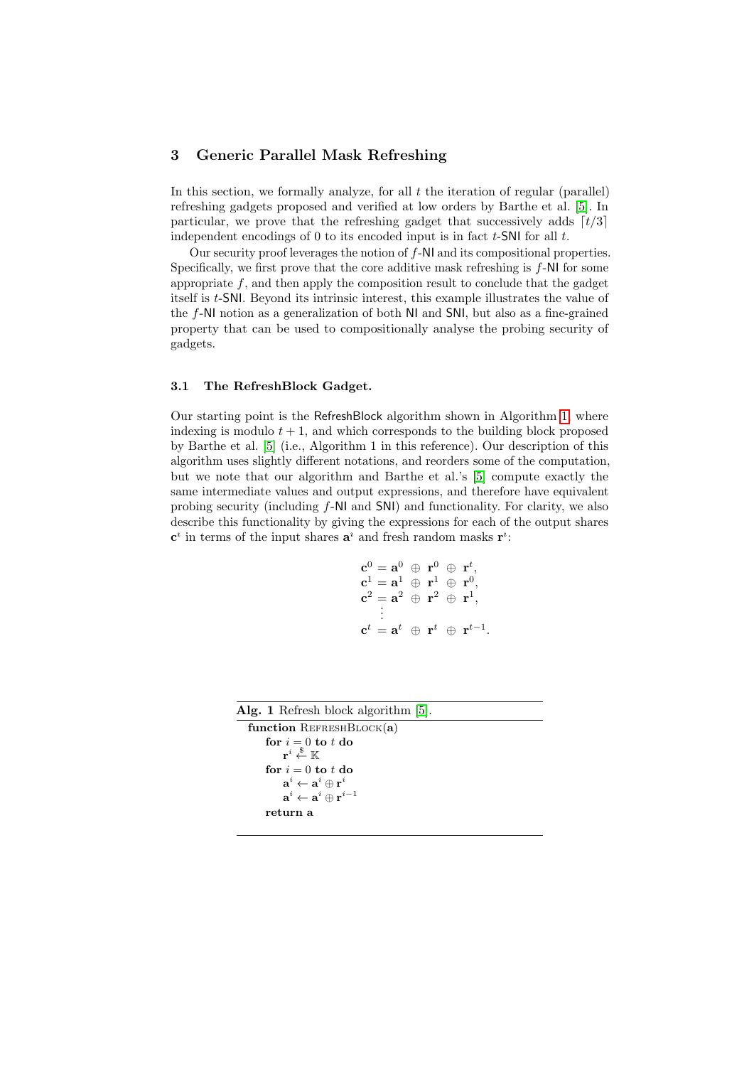## 3 Generic Parallel Mask Refreshing

In this section, we formally analyze, for all $t$ the iteration of regular (parallel) refreshing gadgets proposed and verified at low orders by Barthe et al. [5]. In particular, we prove that the refreshing gadget that successively adds $\lceil t/3 \rceil$ independent encodings of 0 to its encoded input is in fact $t$-SNI for all $t$.

Our security proof leverages the notion of $f$-NI and its compositional properties. Specifically, we first prove that the core additive mask refreshing is $f$-NI for some appropriate $f$, and then apply the composition result to conclude that the gadget itself is $t$-SNI. Beyond its intrinsic interest, this example illustrates the value of the $f$-NI notion as a generalization of both NI and SNI, but also as a fine-grained property that can be used to compositionally analyse the probing security of gadgets.

### 3.1 The RefreshBlock Gadget.

Our starting point is the RefreshBlock algorithm shown in Algorithm 1, where indexing is modulo $t+1$, and which corresponds to the building block proposed by Barthe et al. [5] (i.e., Algorithm 1 in this reference). Our description of this algorithm uses slightly different notations, and reorders some of the computation, but we note that our algorithm and Barthe et al.'s [5] compute exactly the same intermediate values and output expressions, and therefore have equivalent probing security (including $f$-NI and SNI) and functionality. For clarity, we also describe this functionality by giving the expressions for each of the output shares $\mathbf{c}^i$ in terms of the input shares $\mathbf{a}^i$ and fresh random masks $\mathbf{r}^i$:

$$
\begin{aligned}
\mathbf{c}^0 &= \mathbf{a}^0 \oplus \mathbf{r}^0 \oplus \mathbf{r}^t, \\
\mathbf{c}^1 &= \mathbf{a}^1 \oplus \mathbf{r}^1 \oplus \mathbf{r}^0, \\
\mathbf{c}^2 &= \mathbf{a}^2 \oplus \mathbf{r}^2 \oplus \mathbf{r}^1, \\
&\vdots \\
\mathbf{c}^t &= \mathbf{a}^t \oplus \mathbf{r}^t \oplus \mathbf{r}^{t-1}.
\end{aligned}
$$

**Alg. 1** Refresh block algorithm [5].

```
function RefreshBlock(a)
    for i = 0 to t do
        r^i <-$ K
    for i = 0 to t do
        a^i <- a^i ⊕ r^i
        a^i <- a^i ⊕ r^{i-1}
    return a
```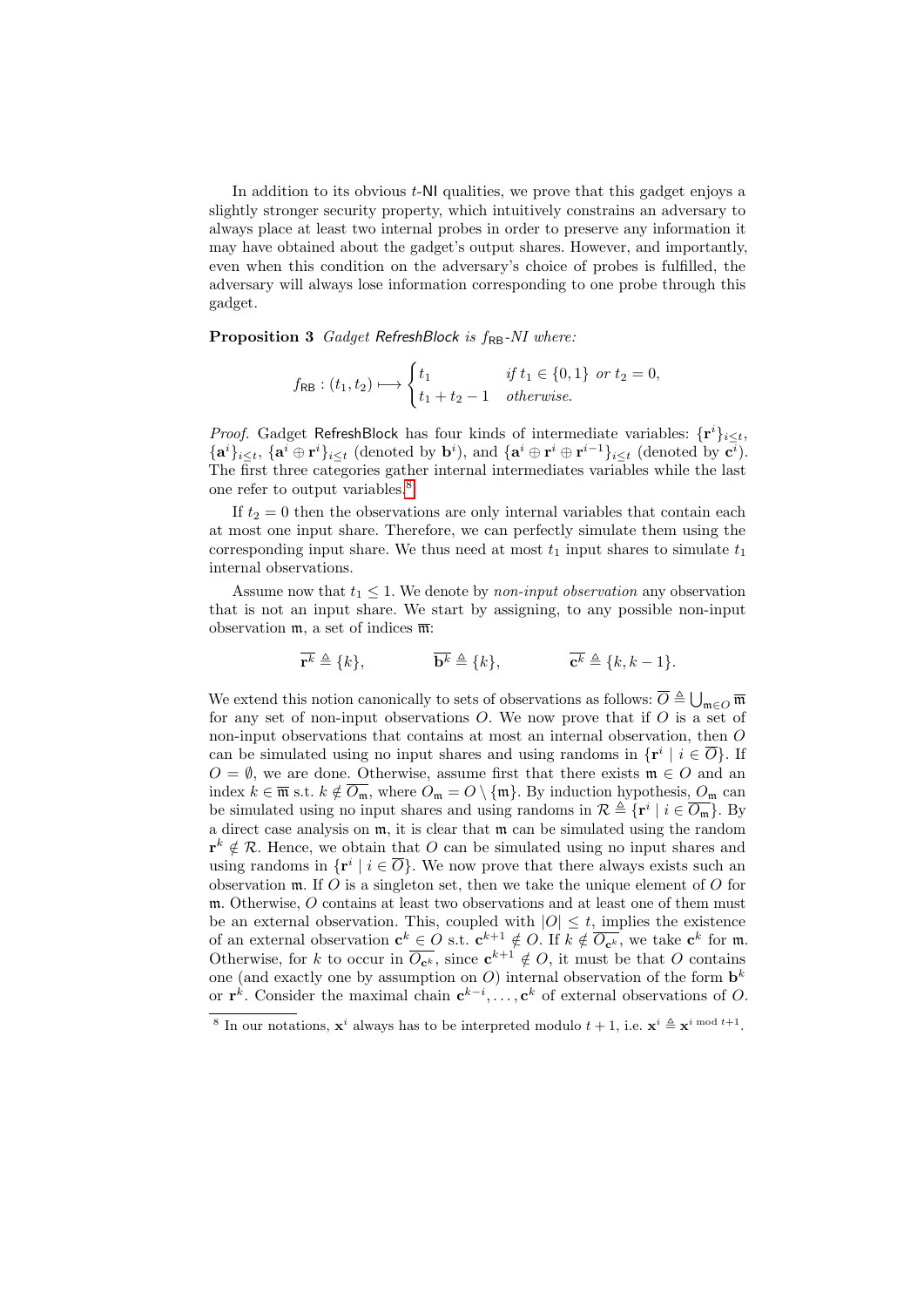In addition to its obvious $t$-NI qualities, we prove that this gadget enjoys a slightly stronger security property, which intuitively constrains an adversary to always place at least two internal probes in order to preserve any information it may have obtained about the gadget's output shares. However, and importantly, even when this condition on the adversary's choice of probes is fulfilled, the adversary will always lose information corresponding to one probe through this gadget.

**Proposition 3** *Gadget RefreshBlock is $f_{\mathsf{RB}}$-NI where:*

$$f_{\mathsf{RB}} : (t_1, t_2) \longmapsto \begin{cases} t_1 & \text{if } t_1 \in \{0,1\} \text{ or } t_2 = 0, \\ t_1 + t_2 - 1 & \text{otherwise.} \end{cases}$$

*Proof.* Gadget RefreshBlock has four kinds of intermediate variables: $\{\mathbf{r}^i\}_{i \leq t}$, $\{\mathbf{a}^i\}_{i \leq t}$, $\{\mathbf{a}^i \oplus \mathbf{r}^i\}_{i \leq t}$ (denoted by $\mathbf{b}^i$), and $\{\mathbf{a}^i \oplus \mathbf{r}^i \oplus \mathbf{r}^{i-1}\}_{i \leq t}$ (denoted by $\mathbf{c}^i$). The first three categories gather internal intermediates variables while the last one refer to output variables.[8]

If $t_2 = 0$ then the observations are only internal variables that contain each at most one input share. Therefore, we can perfectly simulate them using the corresponding input share. We thus need at most $t_1$ input shares to simulate $t_1$ internal observations.

Assume now that $t_1 \leq 1$. We denote by *non-input observation* any observation that is not an input share. We start by assigning, to any possible non-input observation $\mathfrak{m}$, a set of indices $\overline{\mathfrak{m}}$:

$$\overline{\mathbf{r}^k} \triangleq \{k\}, \qquad \overline{\mathbf{b}^k} \triangleq \{k\}, \qquad \overline{\mathbf{c}^k} \triangleq \{k, k-1\}.$$

We extend this notion canonically to sets of observations as follows: $\overline{O} \triangleq \bigcup_{\mathfrak{m} \in O} \overline{\mathfrak{m}}$ for any set of non-input observations $O$. We now prove that if $O$ is a set of non-input observations that contains at most an internal observation, then $O$ can be simulated using no input shares and using randoms in $\{\mathbf{r}^i \mid i \in \overline{O}\}$. If $O = \emptyset$, we are done. Otherwise, assume first that there exists $\mathfrak{m} \in O$ and an index $k \in \overline{\mathfrak{m}}$ s.t. $k \notin \overline{O_\mathfrak{m}}$, where $O_\mathfrak{m} = O \setminus \{\mathfrak{m}\}$. By induction hypothesis, $O_\mathfrak{m}$ can be simulated using no input shares and using randoms in $\mathcal{R} \triangleq \{\mathbf{r}^i \mid i \in \overline{O_\mathfrak{m}}\}$. By a direct case analysis on $\mathfrak{m}$, it is clear that $\mathfrak{m}$ can be simulated using the random $\mathbf{r}^k \notin \mathcal{R}$. Hence, we obtain that $O$ can be simulated using no input shares and using randoms in $\{\mathbf{r}^i \mid i \in \overline{O}\}$. We now prove that there always exists such an observation $\mathfrak{m}$. If $O$ is a singleton set, then we take the unique element of $O$ for $\mathfrak{m}$. Otherwise, $O$ contains at least two observations and at least one of them must be an external observation. This, coupled with $|O| \leq t$, implies the existence of an external observation $\mathbf{c}^k \in O$ s.t. $\mathbf{c}^{k+1} \notin O$. If $k \notin \overline{O_{\mathbf{c}^k}}$, we take $\mathbf{c}^k$ for $\mathfrak{m}$. Otherwise, for $k$ to occur in $\overline{O_{\mathbf{c}^k}}$, since $\mathbf{c}^{k+1} \notin O$, it must be that $O$ contains one (and exactly one by assumption on $O$) internal observation of the form $\mathbf{b}^k$ or $\mathbf{r}^k$. Consider the maximal chain $\mathbf{c}^{k-i}, \ldots, \mathbf{c}^k$ of external observations of $O$.

[8] In our notations, $\mathbf{x}^i$ always has to be interpreted modulo $t+1$, i.e. $\mathbf{x}^i \triangleq \mathbf{x}^{i \bmod t+1}$.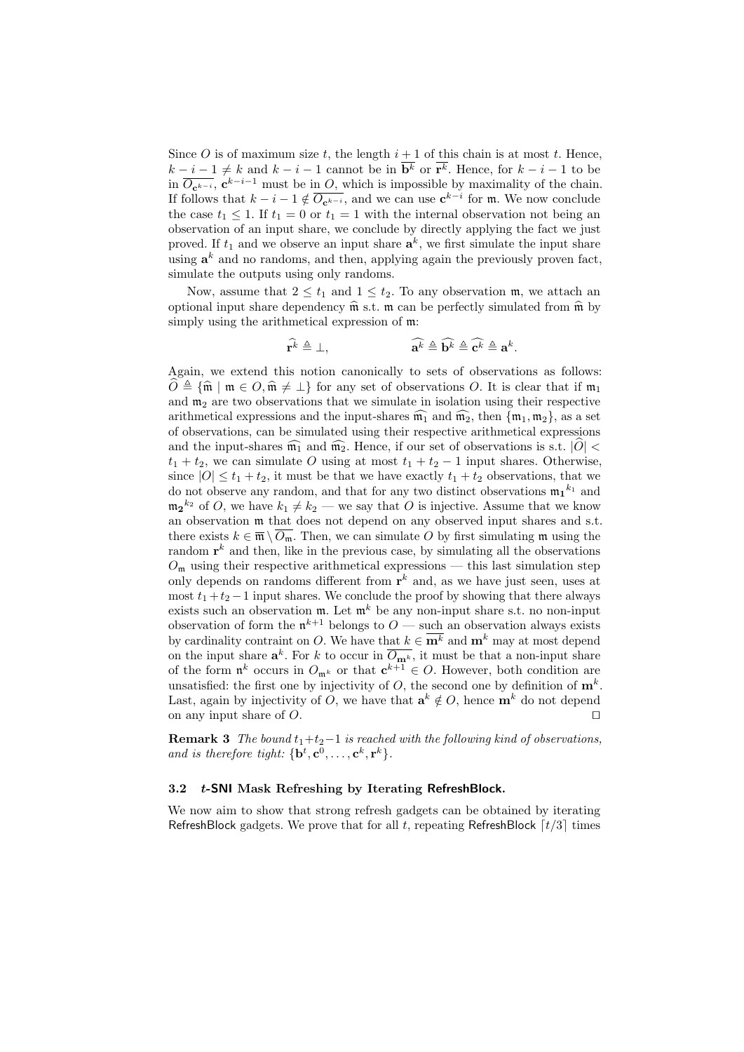Since $O$ is of maximum size $t$, the length $i+1$ of this chain is at most $t$. Hence, $k-i-1 \neq k$ and $k-i-1$ cannot be in $\overline{\mathbf{b}^k}$ or $\overline{\mathbf{r}^k}$. Hence, for $k-i-1$ to be in $\overline{O_{\mathbf{c}^{k-i}}}$, $\mathbf{c}^{k-i-1}$ must be in $O$, which is impossible by maximality of the chain. If follows that $k-i-1 \notin \overline{O_{\mathbf{c}^{k-i}}}$, and we can use $\mathbf{c}^{k-i}$ for $\mathfrak{m}$. We now conclude the case $t_1 \leq 1$. If $t_1 = 0$ or $t_1 = 1$ with the internal observation not being an observation of an input share, we conclude by directly applying the fact we just proved. If $t_1$ and we observe an input share $\mathbf{a}^k$, we first simulate the input share using $\mathbf{a}^k$ and no randoms, and then, applying again the previously proven fact, simulate the outputs using only randoms.

Now, assume that $2 \leq t_1$ and $1 \leq t_2$. To any observation $\mathfrak{m}$, we attach an optional input share dependency $\widehat{\mathfrak{m}}$ s.t. $\mathfrak{m}$ can be perfectly simulated from $\widehat{\mathfrak{m}}$ by simply using the arithmetical expression of $\mathfrak{m}$:

$$\widehat{\mathbf{r}^k} \triangleq \bot, \qquad\qquad \widehat{\mathbf{a}^k} \triangleq \widehat{\mathbf{b}^k} \triangleq \widehat{\mathbf{c}^k} \triangleq \mathbf{a}^k.$$

Again, we extend this notion canonically to sets of observations as follows: $\widehat{O} \triangleq \{\widehat{\mathfrak{m}} \mid \mathfrak{m} \in O, \widehat{\mathfrak{m}} \neq \bot\}$ for any set of observations $O$. It is clear that if $\mathfrak{m}_1$ and $\mathfrak{m}_2$ are two observations that we simulate in isolation using their respective arithmetical expressions and the input-shares $\widehat{\mathfrak{m}_1}$ and $\widehat{\mathfrak{m}_2}$, then $\{\mathfrak{m}_1, \mathfrak{m}_2\}$, as a set of observations, can be simulated using their respective arithmetical expressions and the input-shares $\widehat{\mathfrak{m}_1}$ and $\widehat{\mathfrak{m}_2}$. Hence, if our set of observations is s.t. $|\widehat{O}| < t_1 + t_2$, we can simulate $O$ using at most $t_1 + t_2 - 1$ input shares. Otherwise, since $|O| \leq t_1 + t_2$, it must be that we have exactly $t_1 + t_2$ observations, that we do not observe any random, and that for any two distinct observations ${\mathfrak{m}_1}^{k_1}$ and ${\mathfrak{m}_2}^{k_2}$ of $O$, we have $k_1 \neq k_2$ — we say that $O$ is injective. Assume that we know an observation $\mathfrak{m}$ that does not depend on any observed input shares and s.t. there exists $k \in \overline{\mathfrak{m}} \setminus \overline{O_{\mathfrak{m}}}$. Then, we can simulate $O$ by first simulating $\mathfrak{m}$ using the random $\mathbf{r}^k$ and then, like in the previous case, by simulating all the observations $O_{\mathfrak{m}}$ using their respective arithmetical expressions — this last simulation step only depends on randoms different from $\mathbf{r}^k$ and, as we have just seen, uses at most $t_1 + t_2 - 1$ input shares. We conclude the proof by showing that there always exists such an observation $\mathfrak{m}$. Let $\mathfrak{m}^k$ be any non-input share s.t. no non-input observation of form the $\mathfrak{n}^{k+1}$ belongs to $O$ — such an observation always exists by cardinality contraint on $O$. We have that $k \in \overline{\mathbf{m}^k}$ and $\mathbf{m}^k$ may at most depend on the input share $\mathbf{a}^k$. For $k$ to occur in $\overline{O_{\mathbf{m}^k}}$, it must be that a non-input share of the form $\mathfrak{n}^k$ occurs in $O_{\mathfrak{m}^k}$ or that $\mathbf{c}^{k+1} \in O$. However, both condition are unsatisfied: the first one by injectivity of $O$, the second one by definition of $\mathbf{m}^k$. Last, again by injectivity of $O$, we have that $\mathbf{a}^k \notin O$, hence $\mathbf{m}^k$ do not depend on any input share of $O$. ◻

**Remark 3** *The bound $t_1+t_2-1$ is reached with the following kind of observations, and is therefore tight: $\{\mathbf{b}^t, \mathbf{c}^0, \ldots, \mathbf{c}^k, \mathbf{r}^k\}$.*

### 3.2 $t$-SNI Mask Refreshing by Iterating RefreshBlock.

We now aim to show that strong refresh gadgets can be obtained by iterating RefreshBlock gadgets. We prove that for all $t$, repeating RefreshBlock $\lceil t/3 \rceil$ times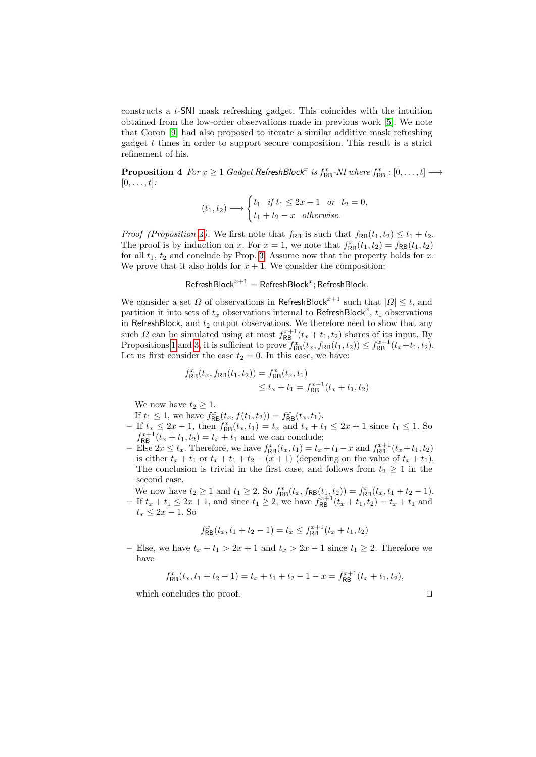constructs a $t$-SNI mask refreshing gadget. This coincides with the intuition obtained from the low-order observations made in previous work [5]. We note that Coron [9] had also proposed to iterate a similar additive mask refreshing gadget $t$ times in order to support secure composition. This result is a strict refinement of his.

**Proposition 4** *For $x \geq 1$ Gadget $\mathsf{RefreshBlock}^x$ is $f^x_{\mathsf{RB}}$-NI where $f^x_{\mathsf{RB}} : [0, \ldots, t] \longrightarrow [0, \ldots, t]$:*

$$(t_1, t_2) \longmapsto \begin{cases} t_1 & \text{if } t_1 \leq 2x - 1 \quad \text{or} \quad t_2 = 0, \\ t_1 + t_2 - x & \text{otherwise.} \end{cases}$$

*Proof (Proposition 4).* We first note that $f_{\mathsf{RB}}$ is such that $f_{\mathsf{RB}}(t_1, t_2) \leq t_1 + t_2$. The proof is by induction on $x$. For $x = 1$, we note that $f^x_{\mathsf{RB}}(t_1, t_2) = f_{\mathsf{RB}}(t_1, t_2)$ for all $t_1$, $t_2$ and conclude by Prop. 3. Assume now that the property holds for $x$. We prove that it also holds for $x + 1$. We consider the composition:

$$\mathsf{RefreshBlock}^{x+1} = \mathsf{RefreshBlock}^x; \mathsf{RefreshBlock}.$$

We consider a set $\Omega$ of observations in $\mathsf{RefreshBlock}^{x+1}$ such that $|\Omega| \leq t$, and partition it into sets of $t_x$ observations internal to $\mathsf{RefreshBlock}^x$, $t_1$ observations in $\mathsf{RefreshBlock}$, and $t_2$ output observations. We therefore need to show that any such $\Omega$ can be simulated using at most $f^{x+1}_{\mathsf{RB}}(t_x + t_1, t_2)$ shares of its input. By Propositions 1 and 3, it is sufficient to prove $f^x_{\mathsf{RB}}(t_x, f_{\mathsf{RB}}(t_1, t_2)) \leq f^{x+1}_{\mathsf{RB}}(t_x + t_1, t_2)$. Let us first consider the case $t_2 = 0$. In this case, we have:

$$\begin{aligned} f^x_{\mathsf{RB}}(t_x, f_{\mathsf{RB}}(t_1, t_2)) &= f^x_{\mathsf{RB}}(t_x, t_1) \\ &\leq t_x + t_1 = f^{x+1}_{\mathsf{RB}}(t_x + t_1, t_2) \end{aligned}$$

We now have $t_2 \geq 1$.

If $t_1 \leq 1$, we have $f^x_{\mathsf{RB}}(t_x, f(t_1, t_2)) = f^x_{\mathsf{RB}}(t_x, t_1)$.

- If $t_x \leq 2x - 1$, then $f^x_{\mathsf{RB}}(t_x, t_1) = t_x$ and $t_x + t_1 \leq 2x + 1$ since $t_1 \leq 1$. So $f^{x+1}_{\mathsf{RB}}(t_x + t_1, t_2) = t_x + t_1$ and we can conclude;
- Else $2x \leq t_x$. Therefore, we have $f^x_{\mathsf{RB}}(t_x, t_1) = t_x + t_1 - x$ and $f^{x+1}_{\mathsf{RB}}(t_x + t_1, t_2)$ is either $t_x + t_1$ or $t_x + t_1 + t_2 - (x + 1)$ (depending on the value of $t_x + t_1$). The conclusion is trivial in the first case, and follows from $t_2 \geq 1$ in the second case.

We now have $t_2 \geq 1$ and $t_1 \geq 2$. So $f^x_{\mathsf{RB}}(t_x, f_{\mathsf{RB}}(t_1, t_2)) = f^x_{\mathsf{RB}}(t_x, t_1 + t_2 - 1)$.

- If $t_x + t_1 \leq 2x + 1$, and since $t_1 \geq 2$, we have $f^{x+1}_{\mathsf{RB}}(t_x + t_1, t_2) = t_x + t_1$ and $t_x \leq 2x - 1$. So

$$f^x_{\mathsf{RB}}(t_x, t_1 + t_2 - 1) = t_x \leq f^{x+1}_{\mathsf{RB}}(t_x + t_1, t_2)$$

- Else, we have $t_x + t_1 > 2x + 1$ and $t_x > 2x - 1$ since $t_1 \geq 2$. Therefore we have

$$f^x_{\mathsf{RB}}(t_x, t_1 + t_2 - 1) = t_x + t_1 + t_2 - 1 - x = f^{x+1}_{\mathsf{RB}}(t_x + t_1, t_2),$$

which concludes the proof. $\square$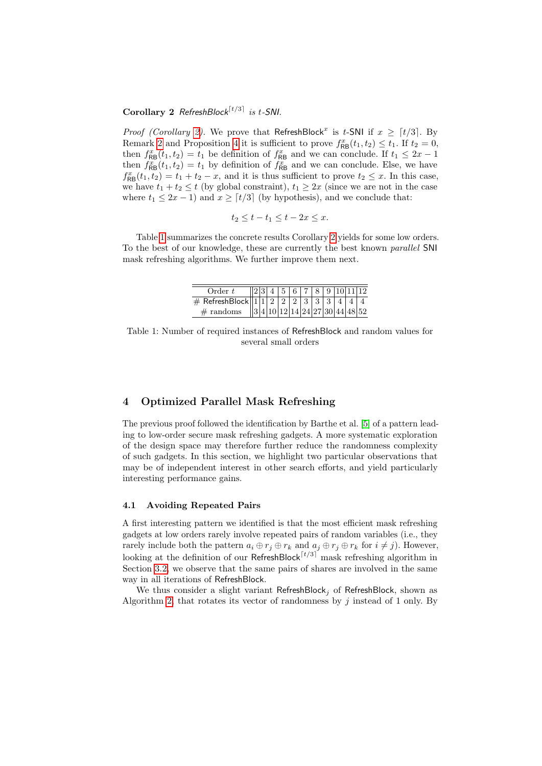**Corollary 2** *$\mathsf{RefreshBlock}^{\lceil t/3 \rceil}$ is $t$-SNI.*

*Proof (Corollary 2).* We prove that $\mathsf{RefreshBlock}^x$ is $t$-SNI if $x \geq \lceil t/3 \rceil$. By Remark 2 and Proposition 4 it is sufficient to prove $f^x_{\mathsf{RB}}(t_1, t_2) \leq t_1$. If $t_2 = 0$, then $f^x_{\mathsf{RB}}(t_1, t_2) = t_1$ be definition of $f^x_{\mathsf{RB}}$ and we can conclude. If $t_1 \leq 2x - 1$ then $f^x_{\mathsf{RB}}(t_1, t_2) = t_1$ by definition of $f^x_{\mathsf{RB}}$ and we can conclude. Else, we have $f^x_{\mathsf{RB}}(t_1, t_2) = t_1 + t_2 - x$, and it is thus sufficient to prove $t_2 \leq x$. In this case, we have $t_1 + t_2 \leq t$ (by global constraint), $t_1 \geq 2x$ (since we are not in the case where $t_1 \leq 2x - 1$) and $x \geq \lceil t/3 \rceil$ (by hypothesis), and we conclude that:

$$t_2 \leq t - t_1 \leq t - 2x \leq x.$$

Table 1 summarizes the concrete results Corollary 2 yields for some low orders. To the best of our knowledge, these are currently the best known *parallel* SNI mask refreshing algorithms. We further improve them next.

| Order $t$ | 2 | 3 | 4 | 5 | 6 | 7 | 8 | 9 | 10 | 11 | 12 |
|---|---|---|---|---|---|---|---|---|---|---|---|
| # RefreshBlock | 1 | 1 | 2 | 2 | 2 | 3 | 3 | 3 | 4 | 4 | 4 |
| # randoms | 3 | 4 | 10 | 12 | 14 | 24 | 27 | 30 | 44 | 48 | 52 |

Table 1: Number of required instances of RefreshBlock and random values for several small orders

## 4 Optimized Parallel Mask Refreshing

The previous proof followed the identification by Barthe et al. [5] of a pattern leading to low-order secure mask refreshing gadgets. A more systematic exploration of the design space may therefore further reduce the randomness complexity of such gadgets. In this section, we highlight two particular observations that may be of independent interest in other search efforts, and yield particularly interesting performance gains.

### 4.1 Avoiding Repeated Pairs

A first interesting pattern we identified is that the most efficient mask refreshing gadgets at low orders rarely involve repeated pairs of random variables (i.e., they rarely include both the pattern $a_i \oplus r_j \oplus r_k$ and $a_j \oplus r_j \oplus r_k$ for $i \neq j$). However, looking at the definition of our $\mathsf{RefreshBlock}^{\lceil t/3 \rceil}$ mask refreshing algorithm in Section 3.2, we observe that the same pairs of shares are involved in the same way in all iterations of RefreshBlock.

We thus consider a slight variant $\mathsf{RefreshBlock}_j$ of RefreshBlock, shown as Algorithm 2, that rotates its vector of randomness by $j$ instead of 1 only. By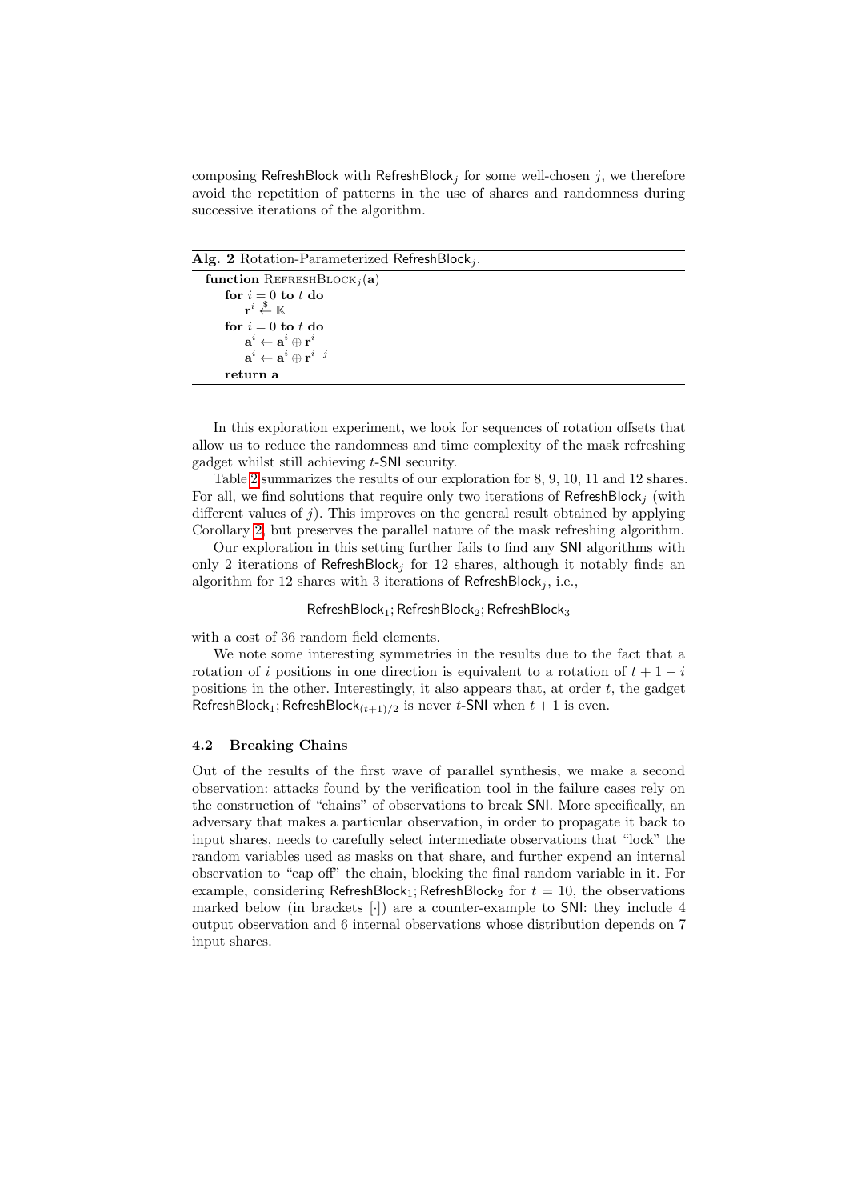composing RefreshBlock with $\mathsf{RefreshBlock}_j$ for some well-chosen $j$, we therefore avoid the repetition of patterns in the use of shares and randomness during successive iterations of the algorithm.

**Alg. 2** Rotation-Parameterized $\mathsf{RefreshBlock}_j$.

```
function RefreshBlock_j(a)
    for i = 0 to t do
        r^i ←$ K
    for i = 0 to t do
        a^i ← a^i ⊕ r^i
        a^i ← a^i ⊕ r^(i−j)
    return a
```

In this exploration experiment, we look for sequences of rotation offsets that allow us to reduce the randomness and time complexity of the mask refreshing gadget whilst still achieving $t$-SNI security.

Table 2 summarizes the results of our exploration for 8, 9, 10, 11 and 12 shares. For all, we find solutions that require only two iterations of $\mathsf{RefreshBlock}_j$ (with different values of $j$). This improves on the general result obtained by applying Corollary 2, but preserves the parallel nature of the mask refreshing algorithm.

Our exploration in this setting further fails to find any SNI algorithms with only 2 iterations of $\mathsf{RefreshBlock}_j$ for 12 shares, although it notably finds an algorithm for 12 shares with 3 iterations of $\mathsf{RefreshBlock}_j$, i.e.,

$$\mathsf{RefreshBlock}_1; \mathsf{RefreshBlock}_2; \mathsf{RefreshBlock}_3$$

with a cost of 36 random field elements.

We note some interesting symmetries in the results due to the fact that a rotation of $i$ positions in one direction is equivalent to a rotation of $t+1-i$ positions in the other. Interestingly, it also appears that, at order $t$, the gadget $\mathsf{RefreshBlock}_1; \mathsf{RefreshBlock}_{(t+1)/2}$ is never $t$-SNI when $t+1$ is even.

### 4.2 Breaking Chains

Out of the results of the first wave of parallel synthesis, we make a second observation: attacks found by the verification tool in the failure cases rely on the construction of "chains" of observations to break SNI. More specifically, an adversary that makes a particular observation, in order to propagate it back to input shares, needs to carefully select intermediate observations that "lock" the random variables used as masks on that share, and further expend an internal observation to "cap off" the chain, blocking the final random variable in it. For example, considering $\mathsf{RefreshBlock}_1; \mathsf{RefreshBlock}_2$ for $t = 10$, the observations marked below (in brackets $[\cdot]$) are a counter-example to SNI: they include 4 output observation and 6 internal observations whose distribution depends on 7 input shares.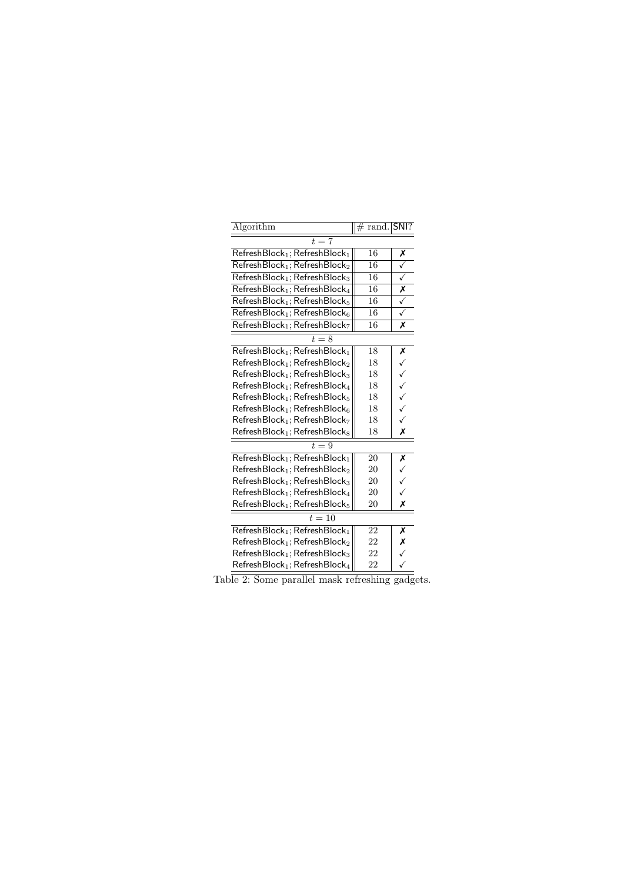| Algorithm | # rand. | SNI? |
|---|---|---|
| $t = 7$ | | |
| $\mathsf{RefreshBlock}_1; \mathsf{RefreshBlock}_1$ | 16 | ✗ |
| $\mathsf{RefreshBlock}_1; \mathsf{RefreshBlock}_2$ | 16 | ✓ |
| $\mathsf{RefreshBlock}_1; \mathsf{RefreshBlock}_3$ | 16 | ✓ |
| $\mathsf{RefreshBlock}_1; \mathsf{RefreshBlock}_4$ | 16 | ✗ |
| $\mathsf{RefreshBlock}_1; \mathsf{RefreshBlock}_5$ | 16 | ✓ |
| $\mathsf{RefreshBlock}_1; \mathsf{RefreshBlock}_6$ | 16 | ✓ |
| $\mathsf{RefreshBlock}_1; \mathsf{RefreshBlock}_7$ | 16 | ✗ |
| $t = 8$ | | |
| $\mathsf{RefreshBlock}_1; \mathsf{RefreshBlock}_1$ | 18 | ✗ |
| $\mathsf{RefreshBlock}_1; \mathsf{RefreshBlock}_2$ | 18 | ✓ |
| $\mathsf{RefreshBlock}_1; \mathsf{RefreshBlock}_3$ | 18 | ✓ |
| $\mathsf{RefreshBlock}_1; \mathsf{RefreshBlock}_4$ | 18 | ✓ |
| $\mathsf{RefreshBlock}_1; \mathsf{RefreshBlock}_5$ | 18 | ✓ |
| $\mathsf{RefreshBlock}_1; \mathsf{RefreshBlock}_6$ | 18 | ✓ |
| $\mathsf{RefreshBlock}_1; \mathsf{RefreshBlock}_7$ | 18 | ✓ |
| $\mathsf{RefreshBlock}_1; \mathsf{RefreshBlock}_8$ | 18 | ✗ |
| $t = 9$ | | |
| $\mathsf{RefreshBlock}_1; \mathsf{RefreshBlock}_1$ | 20 | ✗ |
| $\mathsf{RefreshBlock}_1; \mathsf{RefreshBlock}_2$ | 20 | ✓ |
| $\mathsf{RefreshBlock}_1; \mathsf{RefreshBlock}_3$ | 20 | ✓ |
| $\mathsf{RefreshBlock}_1; \mathsf{RefreshBlock}_4$ | 20 | ✓ |
| $\mathsf{RefreshBlock}_1; \mathsf{RefreshBlock}_5$ | 20 | ✗ |
| $t = 10$ | | |
| $\mathsf{RefreshBlock}_1; \mathsf{RefreshBlock}_1$ | 22 | ✗ |
| $\mathsf{RefreshBlock}_1; \mathsf{RefreshBlock}_2$ | 22 | ✗ |
| $\mathsf{RefreshBlock}_1; \mathsf{RefreshBlock}_3$ | 22 | ✓ |
| $\mathsf{RefreshBlock}_1; \mathsf{RefreshBlock}_4$ | 22 | ✓ |

Table 2: Some parallel mask refreshing gadgets.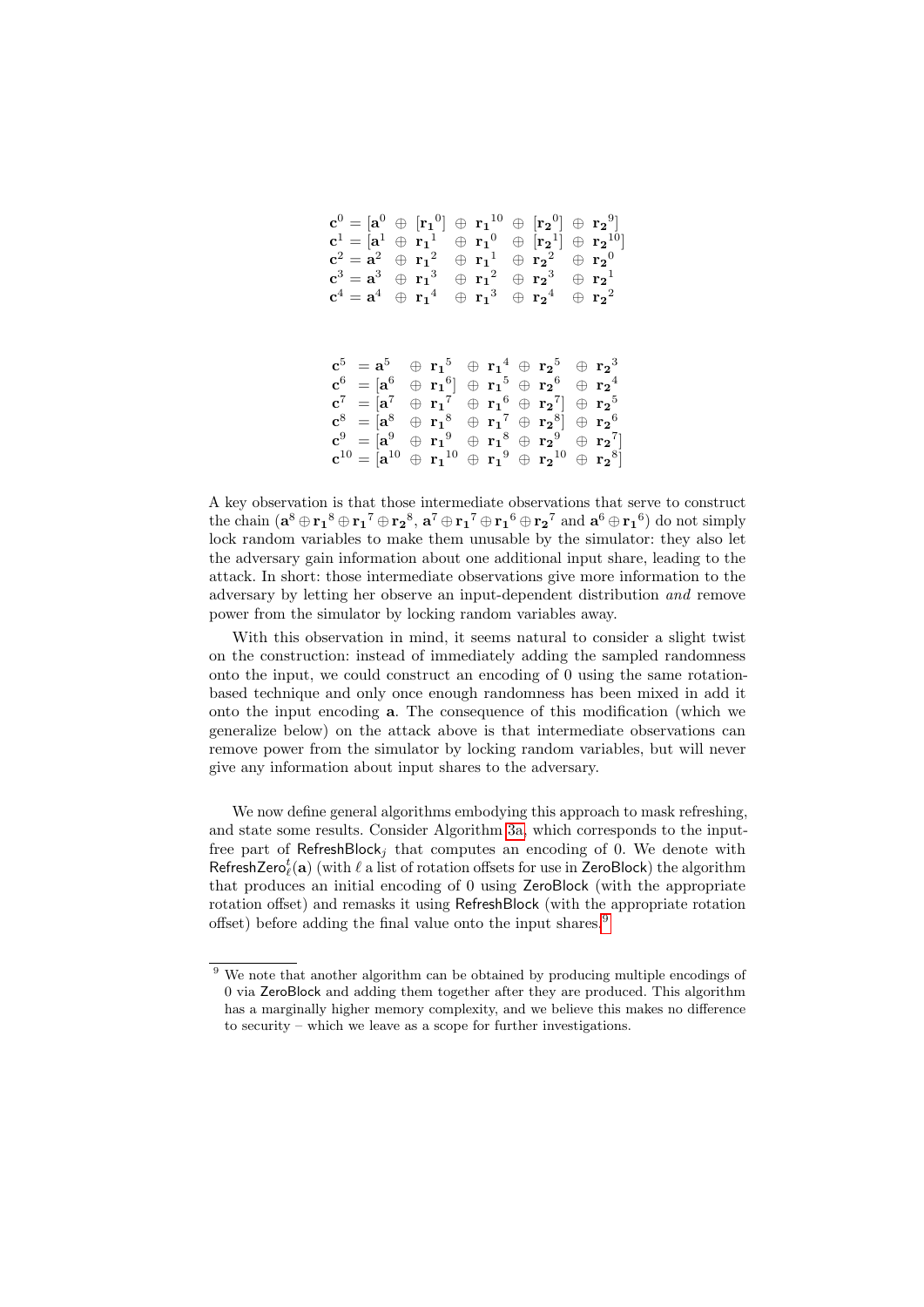$$
\begin{aligned}
\mathbf{c}^0 &= [\mathbf{a}^0 \oplus [\mathbf{r_1}^0] \oplus \mathbf{r_1}^{10} \oplus [\mathbf{r_2}^0] \oplus \mathbf{r_2}^9] \\
\mathbf{c}^1 &= [\mathbf{a}^1 \oplus \mathbf{r_1}^1 \oplus \mathbf{r_1}^0 \oplus [\mathbf{r_2}^1] \oplus \mathbf{r_2}^{10}] \\
\mathbf{c}^2 &= \mathbf{a}^2 \oplus \mathbf{r_1}^2 \oplus \mathbf{r_1}^1 \oplus \mathbf{r_2}^2 \oplus \mathbf{r_2}^0 \\
\mathbf{c}^3 &= \mathbf{a}^3 \oplus \mathbf{r_1}^3 \oplus \mathbf{r_1}^2 \oplus \mathbf{r_2}^3 \oplus \mathbf{r_2}^1 \\
\mathbf{c}^4 &= \mathbf{a}^4 \oplus \mathbf{r_1}^4 \oplus \mathbf{r_1}^3 \oplus \mathbf{r_2}^4 \oplus \mathbf{r_2}^2
\end{aligned}
$$

$$
\begin{aligned}
\mathbf{c}^5 &= \mathbf{a}^5 \oplus \mathbf{r_1}^5 \oplus \mathbf{r_1}^4 \oplus \mathbf{r_2}^5 \oplus \mathbf{r_2}^3 \\
\mathbf{c}^6 &= [\mathbf{a}^6 \oplus \mathbf{r_1}^6] \oplus \mathbf{r_1}^5 \oplus \mathbf{r_2}^6 \oplus \mathbf{r_2}^4 \\
\mathbf{c}^7 &= [\mathbf{a}^7 \oplus \mathbf{r_1}^7 \oplus \mathbf{r_1}^6 \oplus \mathbf{r_2}^7] \oplus \mathbf{r_2}^5 \\
\mathbf{c}^8 &= [\mathbf{a}^8 \oplus \mathbf{r_1}^8 \oplus \mathbf{r_1}^7 \oplus \mathbf{r_2}^8] \oplus \mathbf{r_2}^6 \\
\mathbf{c}^9 &= [\mathbf{a}^9 \oplus \mathbf{r_1}^9 \oplus \mathbf{r_1}^8 \oplus \mathbf{r_2}^9 \oplus \mathbf{r_2}^7] \\
\mathbf{c}^{10} &= [\mathbf{a}^{10} \oplus \mathbf{r_1}^{10} \oplus \mathbf{r_1}^9 \oplus \mathbf{r_2}^{10} \oplus \mathbf{r_2}^8]
\end{aligned}
$$

A key observation is that those intermediate observations that serve to construct the chain ($\mathbf{a}^8 \oplus \mathbf{r_1}^8 \oplus \mathbf{r_1}^7 \oplus \mathbf{r_2}^8$, $\mathbf{a}^7 \oplus \mathbf{r_1}^7 \oplus \mathbf{r_1}^6 \oplus \mathbf{r_2}^7$ and $\mathbf{a}^6 \oplus \mathbf{r_1}^6$) do not simply lock random variables to make them unusable by the simulator: they also let the adversary gain information about one additional input share, leading to the attack. In short: those intermediate observations give more information to the adversary by letting her observe an input-dependent distribution *and* remove power from the simulator by locking random variables away.

With this observation in mind, it seems natural to consider a slight twist on the construction: instead of immediately adding the sampled randomness onto the input, we could construct an encoding of 0 using the same rotation-based technique and only once enough randomness has been mixed in add it onto the input encoding $\mathbf{a}$. The consequence of this modification (which we generalize below) on the attack above is that intermediate observations can remove power from the simulator by locking random variables, but will never give any information about input shares to the adversary.

We now define general algorithms embodying this approach to mask refreshing, and state some results. Consider Algorithm 3a, which corresponds to the input-free part of $\mathsf{RefreshBlock}_j$ that computes an encoding of 0. We denote with $\mathsf{RefreshZero}_\ell^t(\mathbf{a})$ (with $\ell$ a list of rotation offsets for use in $\mathsf{ZeroBlock}$) the algorithm that produces an initial encoding of 0 using $\mathsf{ZeroBlock}$ (with the appropriate rotation offset) and remasks it using $\mathsf{RefreshBlock}$ (with the appropriate rotation offset) before adding the final value onto the input shares.[9]

[9] We note that another algorithm can be obtained by producing multiple encodings of 0 via ZeroBlock and adding them together after they are produced. This algorithm has a marginally higher memory complexity, and we believe this makes no difference to security – which we leave as a scope for further investigations.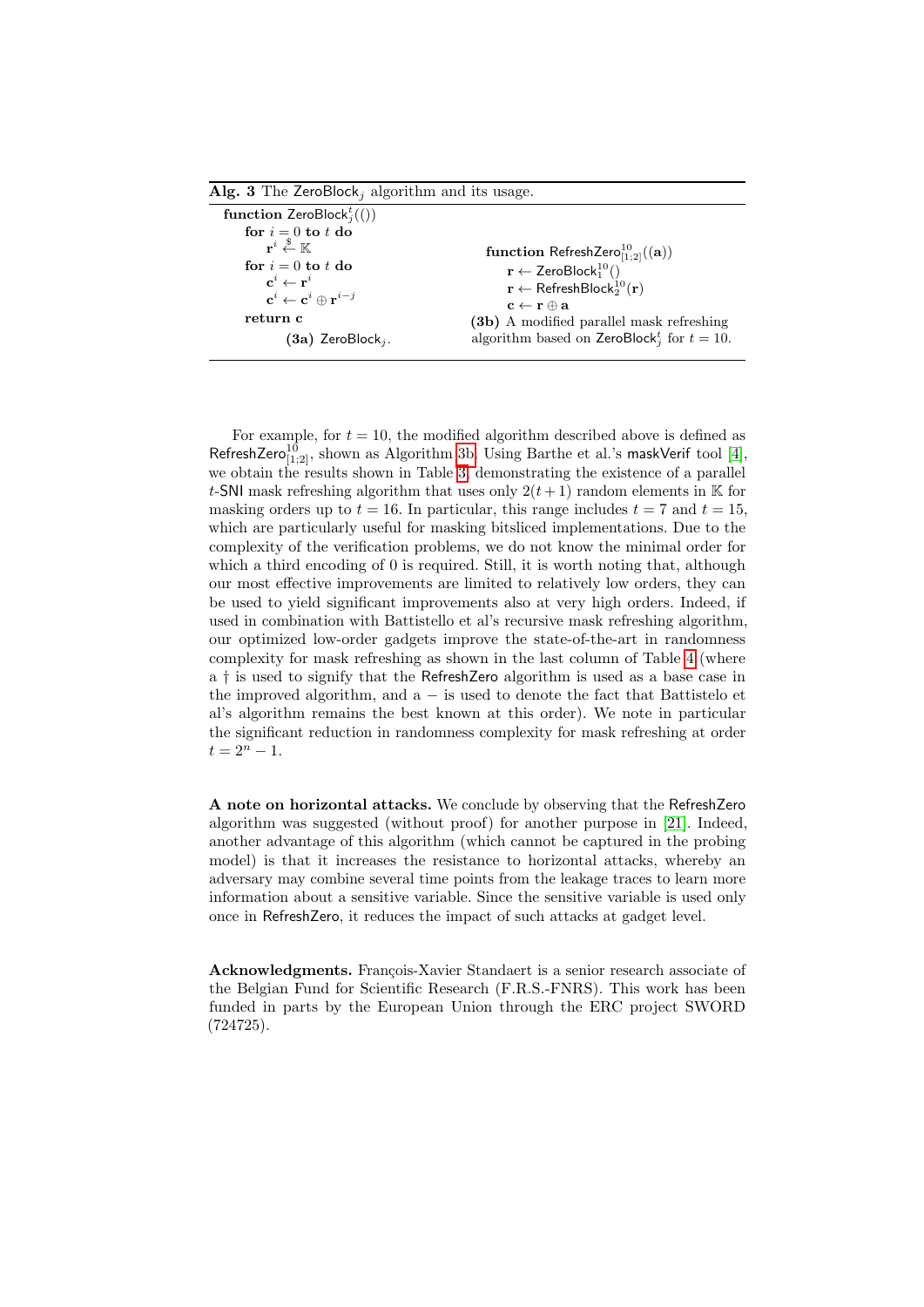**Alg. 3** The $\mathsf{ZeroBlock}_j$ algorithm and its usage.

```
function ZeroBlock_j^t(())
    for i = 0 to t do
        r^i <-$ K
    for i = 0 to t do
        c^i <- r^i
        c^i <- c^i ⊕ r^{i-j}
    return c
```

**(3a)** $\mathsf{ZeroBlock}_j$.

```
function RefreshZero_[1;2]^10((a))
    r <- ZeroBlock_1^10()
    r <- RefreshBlock_2^10(r)
    c <- r ⊕ a
```

**(3b)** A modified parallel mask refreshing algorithm based on $\mathsf{ZeroBlock}_j^t$ for $t = 10$.

For example, for $t = 10$, the modified algorithm described above is defined as $\mathsf{RefreshZero}^{10}_{[1;2]}$, shown as Algorithm 3b. Using Barthe et al.'s maskVerif tool [4], we obtain the results shown in Table 3, demonstrating the existence of a parallel $t$-SNI mask refreshing algorithm that uses only $2(t+1)$ random elements in $\mathbb{K}$ for masking orders up to $t = 16$. In particular, this range includes $t = 7$ and $t = 15$, which are particularly useful for masking bitsliced implementations. Due to the complexity of the verification problems, we do not know the minimal order for which a third encoding of 0 is required. Still, it is worth noting that, although our most effective improvements are limited to relatively low orders, they can be used to yield significant improvements also at very high orders. Indeed, if used in combination with Battistello et al's recursive mask refreshing algorithm, our optimized low-order gadgets improve the state-of-the-art in randomness complexity for mask refreshing as shown in the last column of Table 4 (where a † is used to signify that the RefreshZero algorithm is used as a base case in the improved algorithm, and a − is used to denote the fact that Battistelo et al's algorithm remains the best known at this order). We note in particular the significant reduction in randomness complexity for mask refreshing at order $t = 2^n - 1$.

**A note on horizontal attacks.** We conclude by observing that the RefreshZero algorithm was suggested (without proof) for another purpose in [21]. Indeed, another advantage of this algorithm (which cannot be captured in the probing model) is that it increases the resistance to horizontal attacks, whereby an adversary may combine several time points from the leakage traces to learn more information about a sensitive variable. Since the sensitive variable is used only once in RefreshZero, it reduces the impact of such attacks at gadget level.

**Acknowledgments.** François-Xavier Standaert is a senior research associate of the Belgian Fund for Scientific Research (F.R.S.-FNRS). This work has been funded in parts by the European Union through the ERC project SWORD (724725).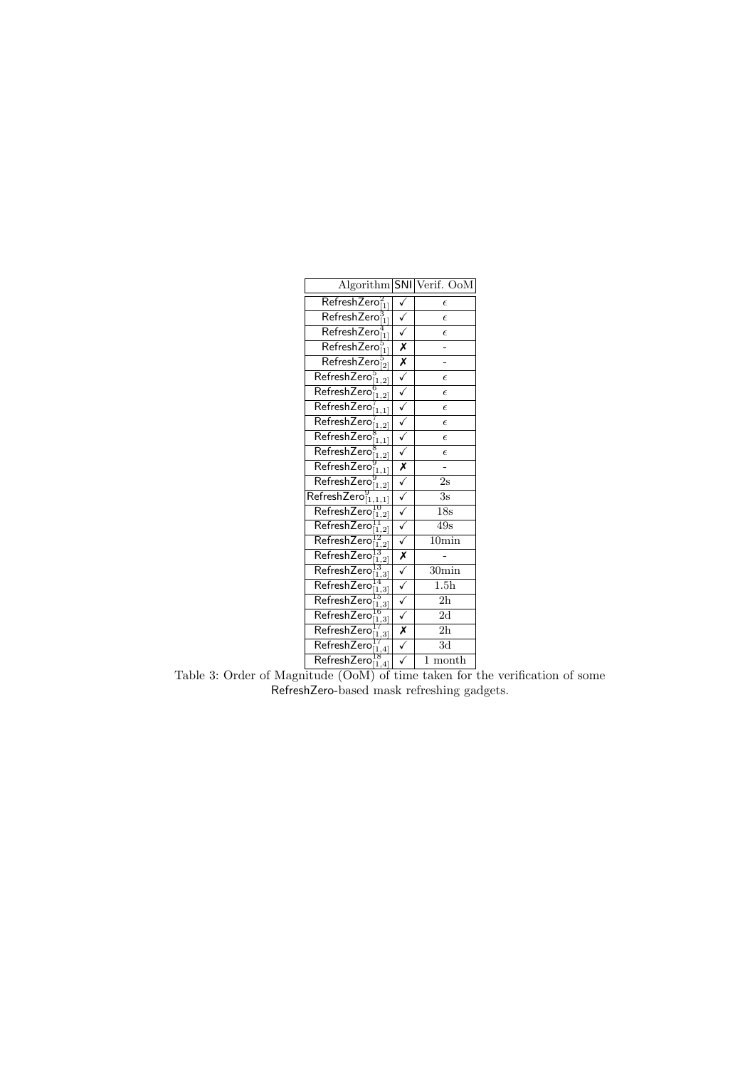| Algorithm | SNI | Verif. OoM |
|---|---|---|
| $\mathsf{RefreshZero}^{2}_{[1]}$ | ✓ | $\epsilon$ |
| $\mathsf{RefreshZero}^{3}_{[1]}$ | ✓ | $\epsilon$ |
| $\mathsf{RefreshZero}^{4}_{[1]}$ | ✓ | $\epsilon$ |
| $\mathsf{RefreshZero}^{5}_{[1]}$ | ✗ | - |
| $\mathsf{RefreshZero}^{5}_{[2]}$ | ✗ | - |
| $\mathsf{RefreshZero}^{5}_{[1,2]}$ | ✓ | $\epsilon$ |
| $\mathsf{RefreshZero}^{6}_{[1,2]}$ | ✓ | $\epsilon$ |
| $\mathsf{RefreshZero}^{7}_{[1,1]}$ | ✓ | $\epsilon$ |
| $\mathsf{RefreshZero}^{7}_{[1,2]}$ | ✓ | $\epsilon$ |
| $\mathsf{RefreshZero}^{8}_{[1,1]}$ | ✓ | $\epsilon$ |
| $\mathsf{RefreshZero}^{8}_{[1,2]}$ | ✓ | $\epsilon$ |
| $\mathsf{RefreshZero}^{9}_{[1,1]}$ | ✗ | - |
| $\mathsf{RefreshZero}^{9}_{[1,2]}$ | ✓ | 2s |
| $\mathsf{RefreshZero}^{9}_{[1,1,1]}$ | ✓ | 3s |
| $\mathsf{RefreshZero}^{10}_{[1,2]}$ | ✓ | 18s |
| $\mathsf{RefreshZero}^{11}_{[1,2]}$ | ✓ | 49s |
| $\mathsf{RefreshZero}^{12}_{[1,2]}$ | ✓ | 10min |
| $\mathsf{RefreshZero}^{13}_{[1,2]}$ | ✗ | - |
| $\mathsf{RefreshZero}^{13}_{[1,3]}$ | ✓ | 30min |
| $\mathsf{RefreshZero}^{14}_{[1,3]}$ | ✓ | 1.5h |
| $\mathsf{RefreshZero}^{15}_{[1,3]}$ | ✓ | 2h |
| $\mathsf{RefreshZero}^{16}_{[1,3]}$ | ✓ | 2d |
| $\mathsf{RefreshZero}^{17}_{[1,3]}$ | ✗ | 2h |
| $\mathsf{RefreshZero}^{17}_{[1,4]}$ | ✓ | 3d |
| $\mathsf{RefreshZero}^{18}_{[1,4]}$ | ✓ | 1 month |

Table 3: Order of Magnitude (OoM) of time taken for the verification of some RefreshZero-based mask refreshing gadgets.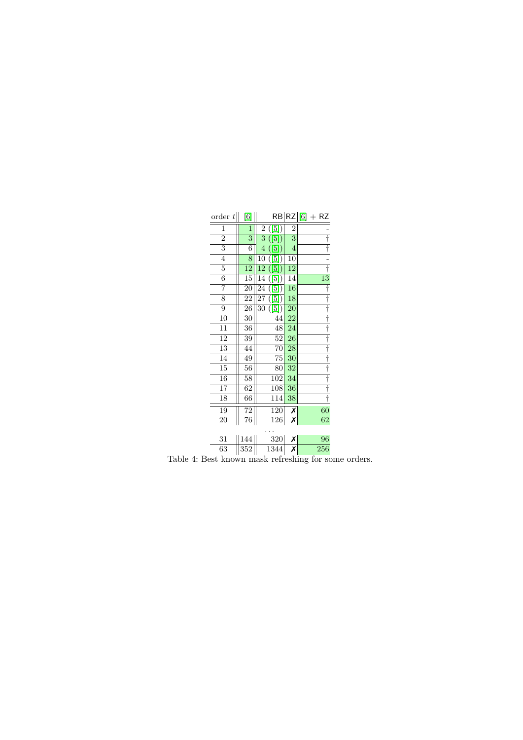| order $t$ | [6] | RB | RZ | [6] + RZ |
|---|---|---|---|---|
| 1 | 1 | 2 ([5]) | 2 | - |
| 2 | 3 | 3 ([5]) | 3 | † |
| 3 | 6 | 4 ([5]) | 4 | † |
| 4 | 8 | 10 ([5]) | 10 | - |
| 5 | 12 | 12 ([5]) | 12 | † |
| 6 | 15 | 14 ([5]) | 14 | 13 |
| 7 | 20 | 24 ([5]) | 16 | † |
| 8 | 22 | 27 ([5]) | 18 | † |
| 9 | 26 | 30 ([5]) | 20 | † |
| 10 | 30 | 44 | 22 | † |
| 11 | 36 | 48 | 24 | † |
| 12 | 39 | 52 | 26 | † |
| 13 | 44 | 70 | 28 | † |
| 14 | 49 | 75 | 30 | † |
| 15 | 56 | 80 | 32 | † |
| 16 | 58 | 102 | 34 | † |
| 17 | 62 | 108 | 36 | † |
| 18 | 66 | 114 | 38 | † |
| 19 | 72 | 120 | ✗ | 60 |
| 20 | 76 | 126 | ✗ | 62 |
| | | ... | | |
| 31 | 144 | 320 | ✗ | 96 |
| 63 | 352 | 1344 | ✗ | 256 |

Table 4: Best known mask refreshing for some orders.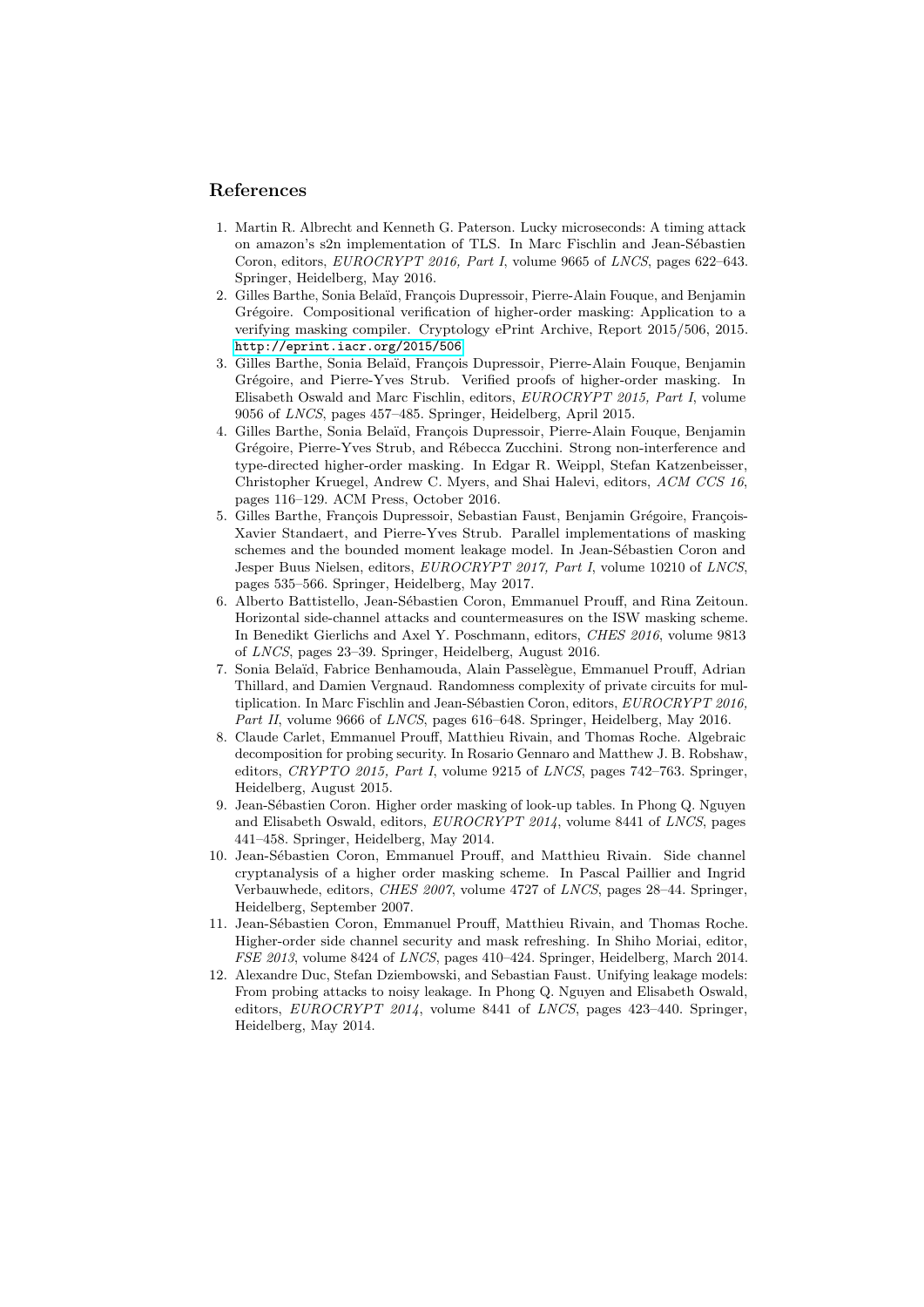## References

1. Martin R. Albrecht and Kenneth G. Paterson. Lucky microseconds: A timing attack on amazon's s2n implementation of TLS. In Marc Fischlin and Jean-Sébastien Coron, editors, *EUROCRYPT 2016, Part I*, volume 9665 of *LNCS*, pages 622–643. Springer, Heidelberg, May 2016.
2. Gilles Barthe, Sonia Belaïd, François Dupressoir, Pierre-Alain Fouque, and Benjamin Grégoire. Compositional verification of higher-order masking: Application to a verifying masking compiler. Cryptology ePrint Archive, Report 2015/506, 2015. http://eprint.iacr.org/2015/506.
3. Gilles Barthe, Sonia Belaïd, François Dupressoir, Pierre-Alain Fouque, Benjamin Grégoire, and Pierre-Yves Strub. Verified proofs of higher-order masking. In Elisabeth Oswald and Marc Fischlin, editors, *EUROCRYPT 2015, Part I*, volume 9056 of *LNCS*, pages 457–485. Springer, Heidelberg, April 2015.
4. Gilles Barthe, Sonia Belaïd, François Dupressoir, Pierre-Alain Fouque, Benjamin Grégoire, Pierre-Yves Strub, and Rébecca Zucchini. Strong non-interference and type-directed higher-order masking. In Edgar R. Weippl, Stefan Katzenbeisser, Christopher Kruegel, Andrew C. Myers, and Shai Halevi, editors, *ACM CCS 16*, pages 116–129. ACM Press, October 2016.
5. Gilles Barthe, François Dupressoir, Sebastian Faust, Benjamin Grégoire, François-Xavier Standaert, and Pierre-Yves Strub. Parallel implementations of masking schemes and the bounded moment leakage model. In Jean-Sébastien Coron and Jesper Buus Nielsen, editors, *EUROCRYPT 2017, Part I*, volume 10210 of *LNCS*, pages 535–566. Springer, Heidelberg, May 2017.
6. Alberto Battistello, Jean-Sébastien Coron, Emmanuel Prouff, and Rina Zeitoun. Horizontal side-channel attacks and countermeasures on the ISW masking scheme. In Benedikt Gierlichs and Axel Y. Poschmann, editors, *CHES 2016*, volume 9813 of *LNCS*, pages 23–39. Springer, Heidelberg, August 2016.
7. Sonia Belaïd, Fabrice Benhamouda, Alain Passelègue, Emmanuel Prouff, Adrian Thillard, and Damien Vergnaud. Randomness complexity of private circuits for multiplication. In Marc Fischlin and Jean-Sébastien Coron, editors, *EUROCRYPT 2016, Part II*, volume 9666 of *LNCS*, pages 616–648. Springer, Heidelberg, May 2016.
8. Claude Carlet, Emmanuel Prouff, Matthieu Rivain, and Thomas Roche. Algebraic decomposition for probing security. In Rosario Gennaro and Matthew J. B. Robshaw, editors, *CRYPTO 2015, Part I*, volume 9215 of *LNCS*, pages 742–763. Springer, Heidelberg, August 2015.
9. Jean-Sébastien Coron. Higher order masking of look-up tables. In Phong Q. Nguyen and Elisabeth Oswald, editors, *EUROCRYPT 2014*, volume 8441 of *LNCS*, pages 441–458. Springer, Heidelberg, May 2014.
10. Jean-Sébastien Coron, Emmanuel Prouff, and Matthieu Rivain. Side channel cryptanalysis of a higher order masking scheme. In Pascal Paillier and Ingrid Verbauwhede, editors, *CHES 2007*, volume 4727 of *LNCS*, pages 28–44. Springer, Heidelberg, September 2007.
11. Jean-Sébastien Coron, Emmanuel Prouff, Matthieu Rivain, and Thomas Roche. Higher-order side channel security and mask refreshing. In Shiho Moriai, editor, *FSE 2013*, volume 8424 of *LNCS*, pages 410–424. Springer, Heidelberg, March 2014.
12. Alexandre Duc, Stefan Dziembowski, and Sebastian Faust. Unifying leakage models: From probing attacks to noisy leakage. In Phong Q. Nguyen and Elisabeth Oswald, editors, *EUROCRYPT 2014*, volume 8441 of *LNCS*, pages 423–440. Springer, Heidelberg, May 2014.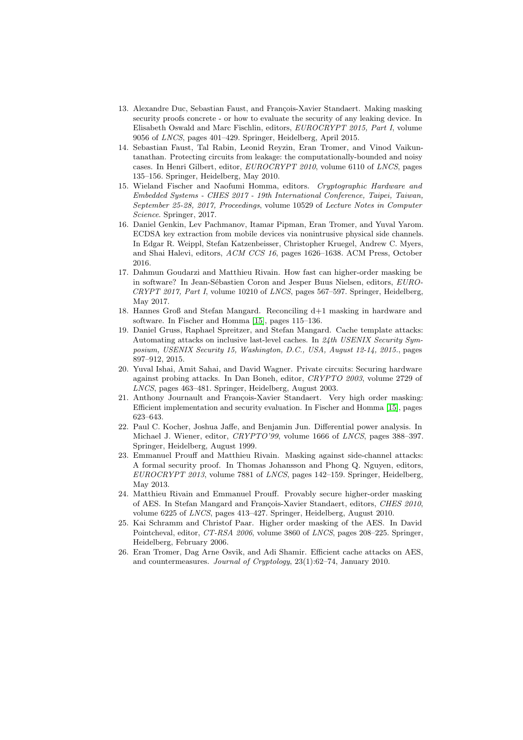13. Alexandre Duc, Sebastian Faust, and François-Xavier Standaert. Making masking security proofs concrete - or how to evaluate the security of any leaking device. In Elisabeth Oswald and Marc Fischlin, editors, *EUROCRYPT 2015, Part I*, volume 9056 of *LNCS*, pages 401–429. Springer, Heidelberg, April 2015.
14. Sebastian Faust, Tal Rabin, Leonid Reyzin, Eran Tromer, and Vinod Vaikuntanathan. Protecting circuits from leakage: the computationally-bounded and noisy cases. In Henri Gilbert, editor, *EUROCRYPT 2010*, volume 6110 of *LNCS*, pages 135–156. Springer, Heidelberg, May 2010.
15. Wieland Fischer and Naofumi Homma, editors. *Cryptographic Hardware and Embedded Systems - CHES 2017 - 19th International Conference, Taipei, Taiwan, September 25-28, 2017, Proceedings*, volume 10529 of *Lecture Notes in Computer Science*. Springer, 2017.
16. Daniel Genkin, Lev Pachmanov, Itamar Pipman, Eran Tromer, and Yuval Yarom. ECDSA key extraction from mobile devices via nonintrusive physical side channels. In Edgar R. Weippl, Stefan Katzenbeisser, Christopher Kruegel, Andrew C. Myers, and Shai Halevi, editors, *ACM CCS 16*, pages 1626–1638. ACM Press, October 2016.
17. Dahmun Goudarzi and Matthieu Rivain. How fast can higher-order masking be in software? In Jean-Sébastien Coron and Jesper Buus Nielsen, editors, *EUROCRYPT 2017, Part I*, volume 10210 of *LNCS*, pages 567–597. Springer, Heidelberg, May 2017.
18. Hannes Groß and Stefan Mangard. Reconciling d+1 masking in hardware and software. In Fischer and Homma [15], pages 115–136.
19. Daniel Gruss, Raphael Spreitzer, and Stefan Mangard. Cache template attacks: Automating attacks on inclusive last-level caches. In *24th USENIX Security Symposium, USENIX Security 15, Washington, D.C., USA, August 12-14, 2015.*, pages 897–912, 2015.
20. Yuval Ishai, Amit Sahai, and David Wagner. Private circuits: Securing hardware against probing attacks. In Dan Boneh, editor, *CRYPTO 2003*, volume 2729 of *LNCS*, pages 463–481. Springer, Heidelberg, August 2003.
21. Anthony Journault and François-Xavier Standaert. Very high order masking: Efficient implementation and security evaluation. In Fischer and Homma [15], pages 623–643.
22. Paul C. Kocher, Joshua Jaffe, and Benjamin Jun. Differential power analysis. In Michael J. Wiener, editor, *CRYPTO'99*, volume 1666 of *LNCS*, pages 388–397. Springer, Heidelberg, August 1999.
23. Emmanuel Prouff and Matthieu Rivain. Masking against side-channel attacks: A formal security proof. In Thomas Johansson and Phong Q. Nguyen, editors, *EUROCRYPT 2013*, volume 7881 of *LNCS*, pages 142–159. Springer, Heidelberg, May 2013.
24. Matthieu Rivain and Emmanuel Prouff. Provably secure higher-order masking of AES. In Stefan Mangard and François-Xavier Standaert, editors, *CHES 2010*, volume 6225 of *LNCS*, pages 413–427. Springer, Heidelberg, August 2010.
25. Kai Schramm and Christof Paar. Higher order masking of the AES. In David Pointcheval, editor, *CT-RSA 2006*, volume 3860 of *LNCS*, pages 208–225. Springer, Heidelberg, February 2006.
26. Eran Tromer, Dag Arne Osvik, and Adi Shamir. Efficient cache attacks on AES, and countermeasures. *Journal of Cryptology*, 23(1):62–74, January 2010.